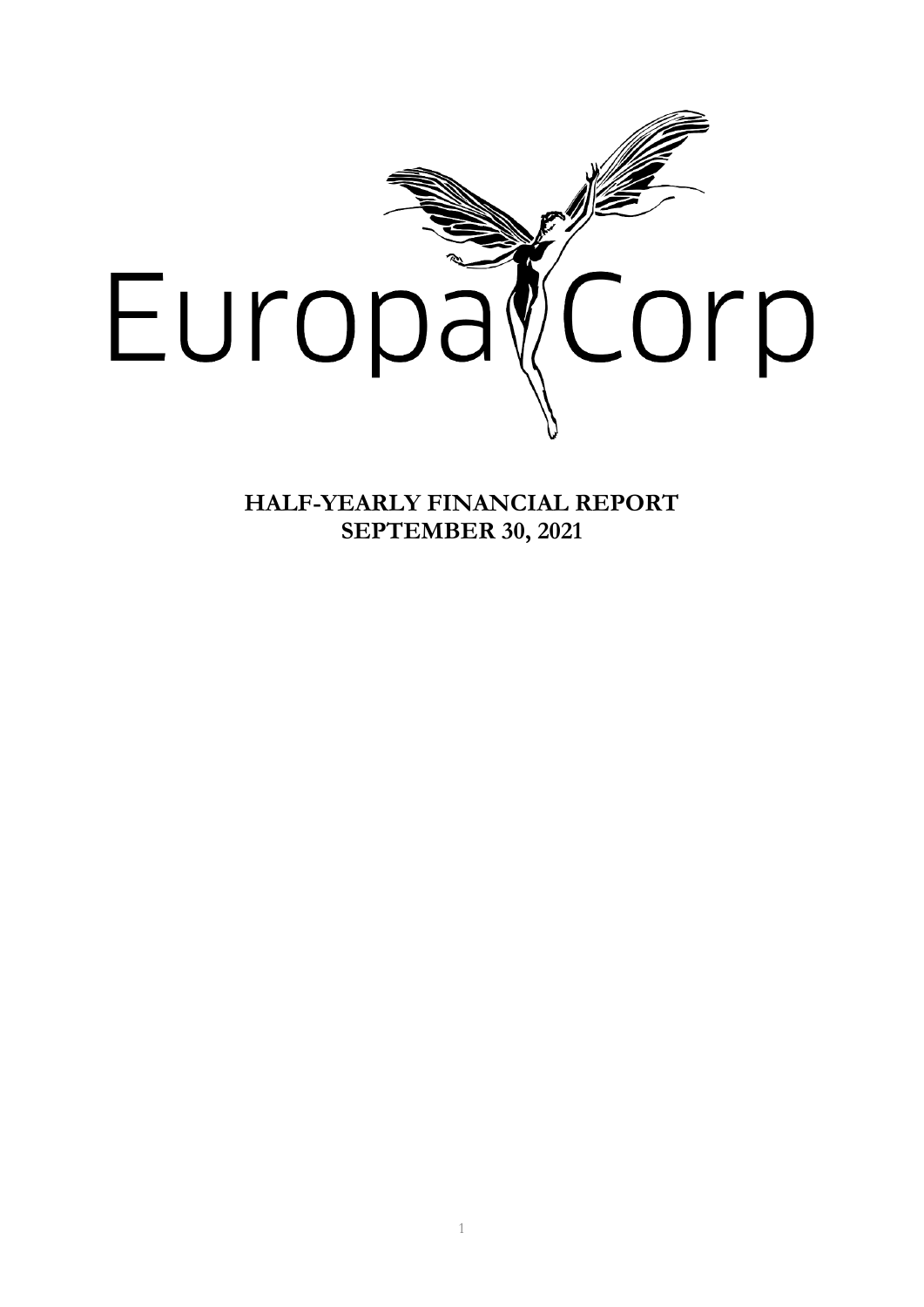EuropaCorp

**HALF-YEARLY FINANCIAL REPORT**
**SEPTEMBER 30, 2021**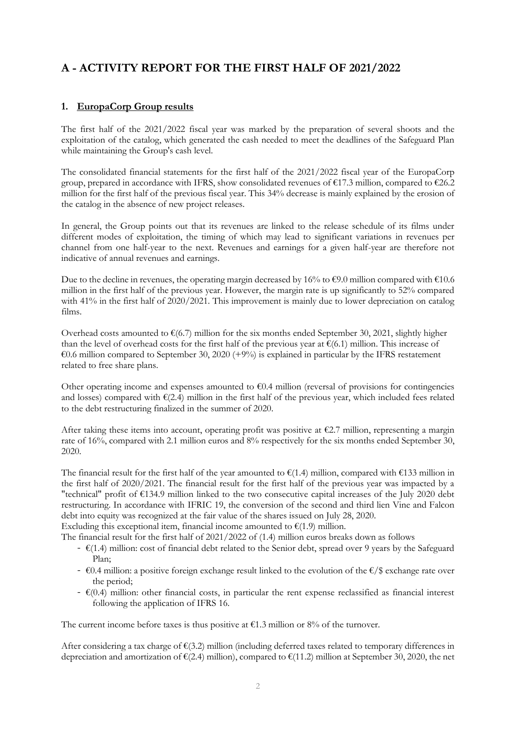# A - ACTIVITY REPORT FOR THE FIRST HALF OF 2021/2022

## 1. EuropaCorp Group results

The first half of the 2021/2022 fiscal year was marked by the preparation of several shoots and the exploitation of the catalog, which generated the cash needed to meet the deadlines of the Safeguard Plan while maintaining the Group's cash level.

The consolidated financial statements for the first half of the 2021/2022 fiscal year of the EuropaCorp group, prepared in accordance with IFRS, show consolidated revenues of €17.3 million, compared to €26.2 million for the first half of the previous fiscal year. This 34% decrease is mainly explained by the erosion of the catalog in the absence of new project releases.

In general, the Group points out that its revenues are linked to the release schedule of its films under different modes of exploitation, the timing of which may lead to significant variations in revenues per channel from one half-year to the next. Revenues and earnings for a given half-year are therefore not indicative of annual revenues and earnings.

Due to the decline in revenues, the operating margin decreased by 16% to €9.0 million compared with €10.6 million in the first half of the previous year. However, the margin rate is up significantly to 52% compared with 41% in the first half of 2020/2021. This improvement is mainly due to lower depreciation on catalog films.

Overhead costs amounted to €(6.7) million for the six months ended September 30, 2021, slightly higher than the level of overhead costs for the first half of the previous year at €(6.1) million. This increase of €0.6 million compared to September 30, 2020 (+9%) is explained in particular by the IFRS restatement related to free share plans.

Other operating income and expenses amounted to €0.4 million (reversal of provisions for contingencies and losses) compared with €(2.4) million in the first half of the previous year, which included fees related to the debt restructuring finalized in the summer of 2020.

After taking these items into account, operating profit was positive at €2.7 million, representing a margin rate of 16%, compared with 2.1 million euros and 8% respectively for the six months ended September 30, 2020.

The financial result for the first half of the year amounted to €(1.4) million, compared with €133 million in the first half of 2020/2021. The financial result for the first half of the previous year was impacted by a "technical" profit of €134.9 million linked to the two consecutive capital increases of the July 2020 debt restructuring. In accordance with IFRIC 19, the conversion of the second and third lien Vine and Falcon debt into equity was recognized at the fair value of the shares issued on July 28, 2020.
Excluding this exceptional item, financial income amounted to €(1.9) million.
The financial result for the first half of 2021/2022 of (1.4) million euros breaks down as follows

- €(1.4) million: cost of financial debt related to the Senior debt, spread over 9 years by the Safeguard Plan;
- €0.4 million: a positive foreign exchange result linked to the evolution of the €/$ exchange rate over the period;
- €(0.4) million: other financial costs, in particular the rent expense reclassified as financial interest following the application of IFRS 16.

The current income before taxes is thus positive at €1.3 million or 8% of the turnover.

After considering a tax charge of €(3.2) million (including deferred taxes related to temporary differences in depreciation and amortization of €(2.4) million), compared to €(11.2) million at September 30, 2020, the net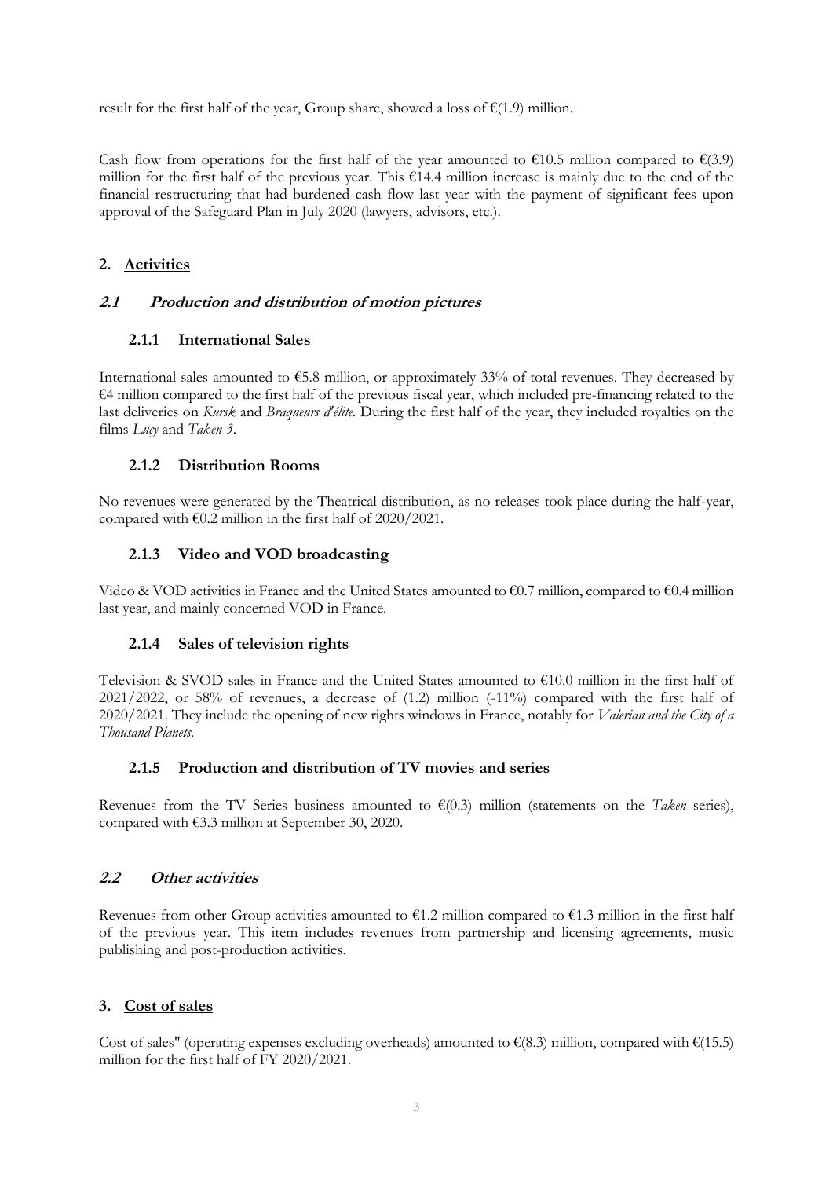result for the first half of the year, Group share, showed a loss of €(1.9) million.

Cash flow from operations for the first half of the year amounted to €10.5 million compared to €(3.9) million for the first half of the previous year. This €14.4 million increase is mainly due to the end of the financial restructuring that had burdened cash flow last year with the payment of significant fees upon approval of the Safeguard Plan in July 2020 (lawyers, advisors, etc.).

## 2. Activities

### 2.1 *Production and distribution of motion pictures*

#### 2.1.1 International Sales

International sales amounted to €5.8 million, or approximately 33% of total revenues. They decreased by €4 million compared to the first half of the previous fiscal year, which included pre-financing related to the last deliveries on *Kursk* and *Braqueurs d'élite*. During the first half of the year, they included royalties on the films *Lucy* and *Taken 3*.

#### 2.1.2 Distribution Rooms

No revenues were generated by the Theatrical distribution, as no releases took place during the half-year, compared with €0.2 million in the first half of 2020/2021.

#### 2.1.3 Video and VOD broadcasting

Video & VOD activities in France and the United States amounted to €0.7 million, compared to €0.4 million last year, and mainly concerned VOD in France.

#### 2.1.4 Sales of television rights

Television & SVOD sales in France and the United States amounted to €10.0 million in the first half of 2021/2022, or 58% of revenues, a decrease of (1.2) million (-11%) compared with the first half of 2020/2021. They include the opening of new rights windows in France, notably for *Valerian and the City of a Thousand Planets*.

#### 2.1.5 Production and distribution of TV movies and series

Revenues from the TV Series business amounted to €(0.3) million (statements on the *Taken* series), compared with €3.3 million at September 30, 2020.

### 2.2 *Other activities*

Revenues from other Group activities amounted to €1.2 million compared to €1.3 million in the first half of the previous year. This item includes revenues from partnership and licensing agreements, music publishing and post-production activities.

## 3. Cost of sales

Cost of sales" (operating expenses excluding overheads) amounted to €(8.3) million, compared with €(15.5) million for the first half of FY 2020/2021.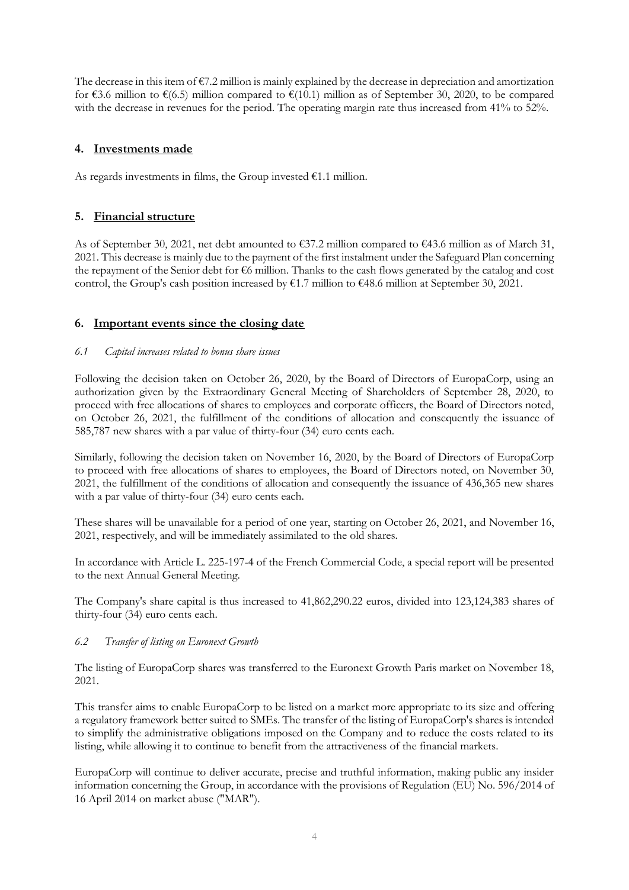The decrease in this item of €7.2 million is mainly explained by the decrease in depreciation and amortization for €3.6 million to €(6.5) million compared to €(10.1) million as of September 30, 2020, to be compared with the decrease in revenues for the period. The operating margin rate thus increased from 41% to 52%.

## 4. Investments made

As regards investments in films, the Group invested €1.1 million.

## 5. Financial structure

As of September 30, 2021, net debt amounted to €37.2 million compared to €43.6 million as of March 31, 2021. This decrease is mainly due to the payment of the first instalment under the Safeguard Plan concerning the repayment of the Senior debt for €6 million. Thanks to the cash flows generated by the catalog and cost control, the Group's cash position increased by €1.7 million to €48.6 million at September 30, 2021.

## 6. Important events since the closing date

### *6.1 Capital increases related to bonus share issues*

Following the decision taken on October 26, 2020, by the Board of Directors of EuropaCorp, using an authorization given by the Extraordinary General Meeting of Shareholders of September 28, 2020, to proceed with free allocations of shares to employees and corporate officers, the Board of Directors noted, on October 26, 2021, the fulfillment of the conditions of allocation and consequently the issuance of 585,787 new shares with a par value of thirty-four (34) euro cents each.

Similarly, following the decision taken on November 16, 2020, by the Board of Directors of EuropaCorp to proceed with free allocations of shares to employees, the Board of Directors noted, on November 30, 2021, the fulfillment of the conditions of allocation and consequently the issuance of 436,365 new shares with a par value of thirty-four (34) euro cents each.

These shares will be unavailable for a period of one year, starting on October 26, 2021, and November 16, 2021, respectively, and will be immediately assimilated to the old shares.

In accordance with Article L. 225-197-4 of the French Commercial Code, a special report will be presented to the next Annual General Meeting.

The Company's share capital is thus increased to 41,862,290.22 euros, divided into 123,124,383 shares of thirty-four (34) euro cents each.

### *6.2 Transfer of listing on Euronext Growth*

The listing of EuropaCorp shares was transferred to the Euronext Growth Paris market on November 18, 2021.

This transfer aims to enable EuropaCorp to be listed on a market more appropriate to its size and offering a regulatory framework better suited to SMEs. The transfer of the listing of EuropaCorp's shares is intended to simplify the administrative obligations imposed on the Company and to reduce the costs related to its listing, while allowing it to continue to benefit from the attractiveness of the financial markets.

EuropaCorp will continue to deliver accurate, precise and truthful information, making public any insider information concerning the Group, in accordance with the provisions of Regulation (EU) No. 596/2014 of 16 April 2014 on market abuse ("MAR").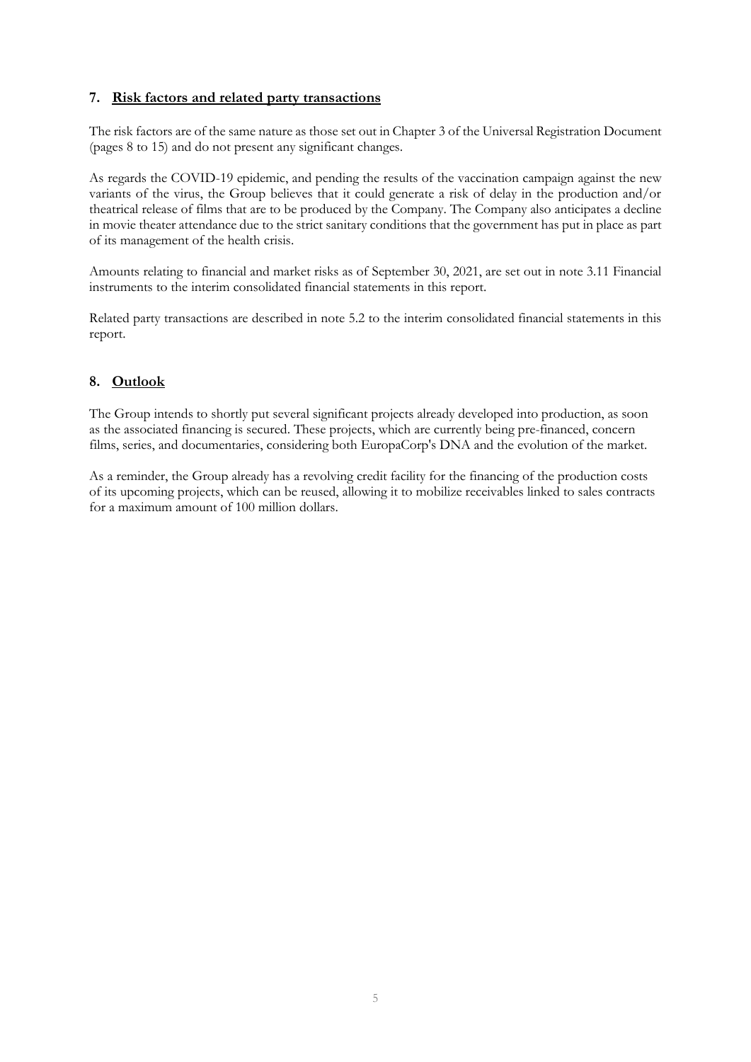## 7. Risk factors and related party transactions

The risk factors are of the same nature as those set out in Chapter 3 of the Universal Registration Document (pages 8 to 15) and do not present any significant changes.

As regards the COVID-19 epidemic, and pending the results of the vaccination campaign against the new variants of the virus, the Group believes that it could generate a risk of delay in the production and/or theatrical release of films that are to be produced by the Company. The Company also anticipates a decline in movie theater attendance due to the strict sanitary conditions that the government has put in place as part of its management of the health crisis.

Amounts relating to financial and market risks as of September 30, 2021, are set out in note 3.11 Financial instruments to the interim consolidated financial statements in this report.

Related party transactions are described in note 5.2 to the interim consolidated financial statements in this report.

## 8. Outlook

The Group intends to shortly put several significant projects already developed into production, as soon as the associated financing is secured. These projects, which are currently being pre-financed, concern films, series, and documentaries, considering both EuropaCorp's DNA and the evolution of the market.

As a reminder, the Group already has a revolving credit facility for the financing of the production costs of its upcoming projects, which can be reused, allowing it to mobilize receivables linked to sales contracts for a maximum amount of 100 million dollars.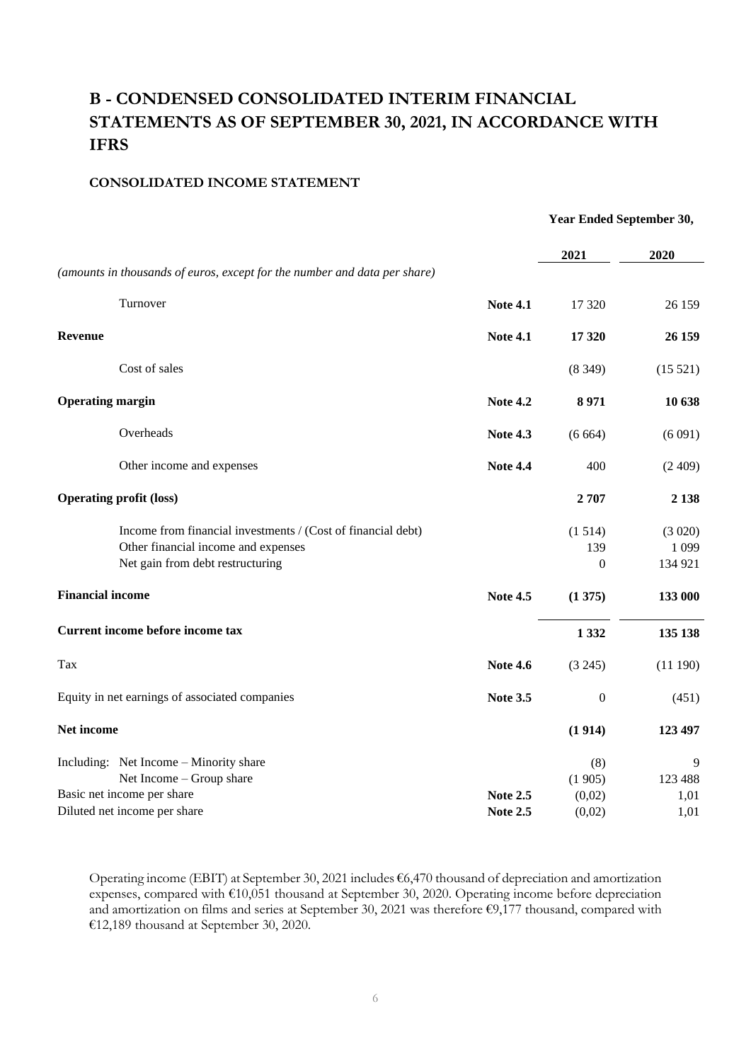# B - CONDENSED CONSOLIDATED INTERIM FINANCIAL STATEMENTS AS OF SEPTEMBER 30, 2021, IN ACCORDANCE WITH IFRS

## CONSOLIDATED INCOME STATEMENT

| | | Year Ended September 30, | |
|---|---|---|---|
| *(amounts in thousands of euros, except for the number and data per share)* | | 2021 | 2020 |
| Turnover | Note 4.1 | 17 320 | 26 159 |
| **Revenue** | **Note 4.1** | **17 320** | **26 159** |
| Cost of sales | | (8 349) | (15 521) |
| **Operating margin** | **Note 4.2** | **8 971** | **10 638** |
| Overheads | **Note 4.3** | (6 664) | (6 091) |
| Other income and expenses | **Note 4.4** | 400 | (2 409) |
| **Operating profit (loss)** | | **2 707** | **2 138** |
| Income from financial investments / (Cost of financial debt) | | (1 514) | (3 020) |
| Other financial income and expenses | | 139 | 1 099 |
| Net gain from debt restructuring | | 0 | 134 921 |
| **Financial income** | **Note 4.5** | **(1 375)** | **133 000** |
| **Current income before income tax** | | **1 332** | **135 138** |
| Tax | **Note 4.6** | (3 245) | (11 190) |
| Equity in net earnings of associated companies | **Note 3.5** | 0 | (451) |
| **Net income** | | **(1 914)** | **123 497** |
| Including: Net Income – Minority share | | (8) | 9 |
| Net Income – Group share | | (1 905) | 123 488 |
| Basic net income per share | **Note 2.5** | (0,02) | 1,01 |
| Diluted net income per share | **Note 2.5** | (0,02) | 1,01 |

Operating income (EBIT) at September 30, 2021 includes €6,470 thousand of depreciation and amortization expenses, compared with €10,051 thousand at September 30, 2020. Operating income before depreciation and amortization on films and series at September 30, 2021 was therefore €9,177 thousand, compared with €12,189 thousand at September 30, 2020.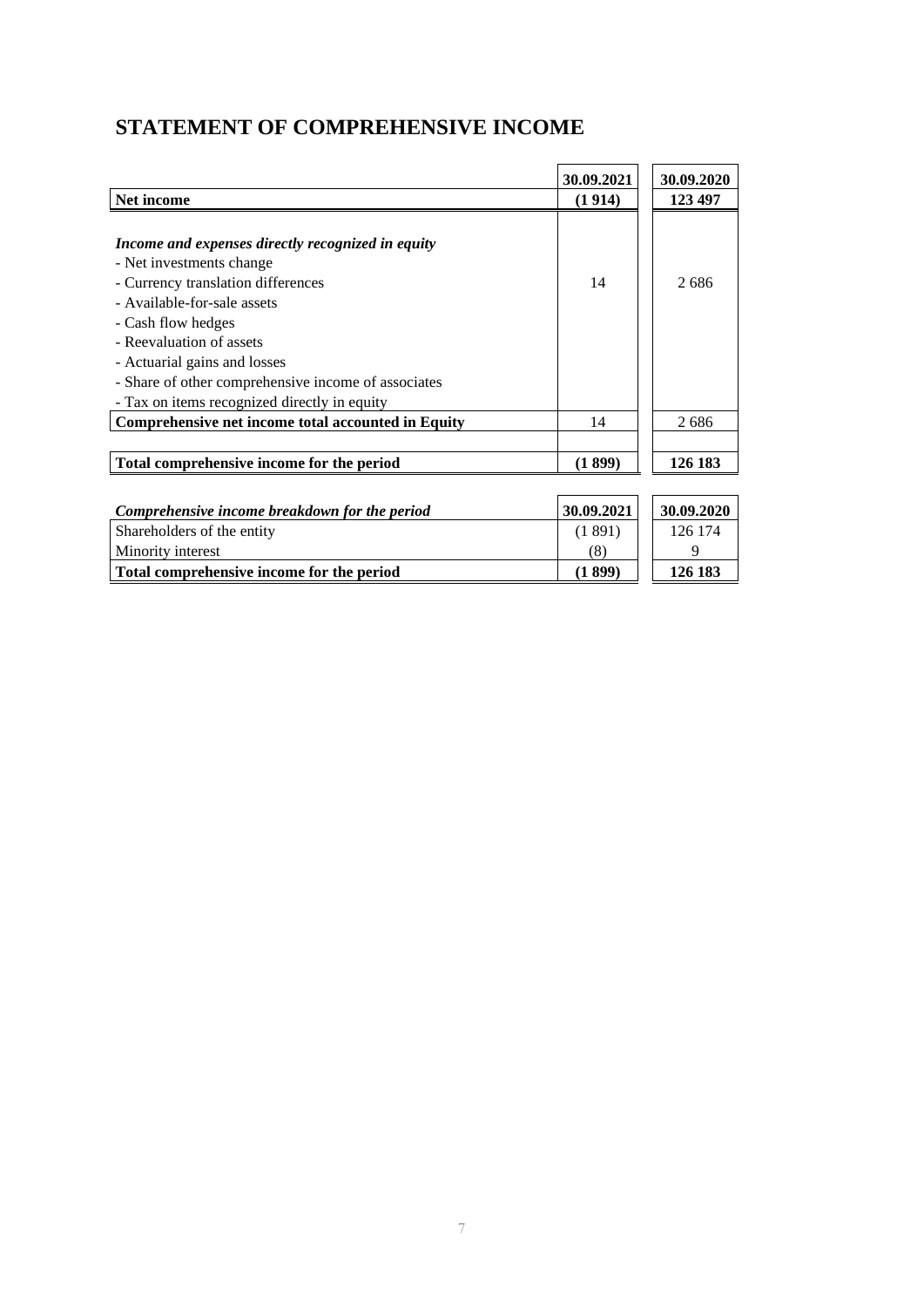# STATEMENT OF COMPREHENSIVE INCOME

| | 30.09.2021 | 30.09.2020 |
|---|---|---|
| **Net income** | **(1 914)** | **123 497** |
| | | |
| ***Income and expenses directly recognized in equity*** | | |
| - Net investments change | | |
| - Currency translation differences | 14 | 2 686 |
| - Available-for-sale assets | | |
| - Cash flow hedges | | |
| - Reevaluation of assets | | |
| - Actuarial gains and losses | | |
| - Share of other comprehensive income of associates | | |
| - Tax on items recognized directly in equity | | |
| **Comprehensive net income total accounted in Equity** | 14 | 2 686 |
| | | |
| **Total comprehensive income for the period** | **(1 899)** | **126 183** |

| ***Comprehensive income breakdown for the period*** | 30.09.2021 | 30.09.2020 |
|---|---|---|
| Shareholders of the entity | (1 891) | 126 174 |
| Minority interest | (8) | 9 |
| **Total comprehensive income for the period** | **(1 899)** | **126 183** |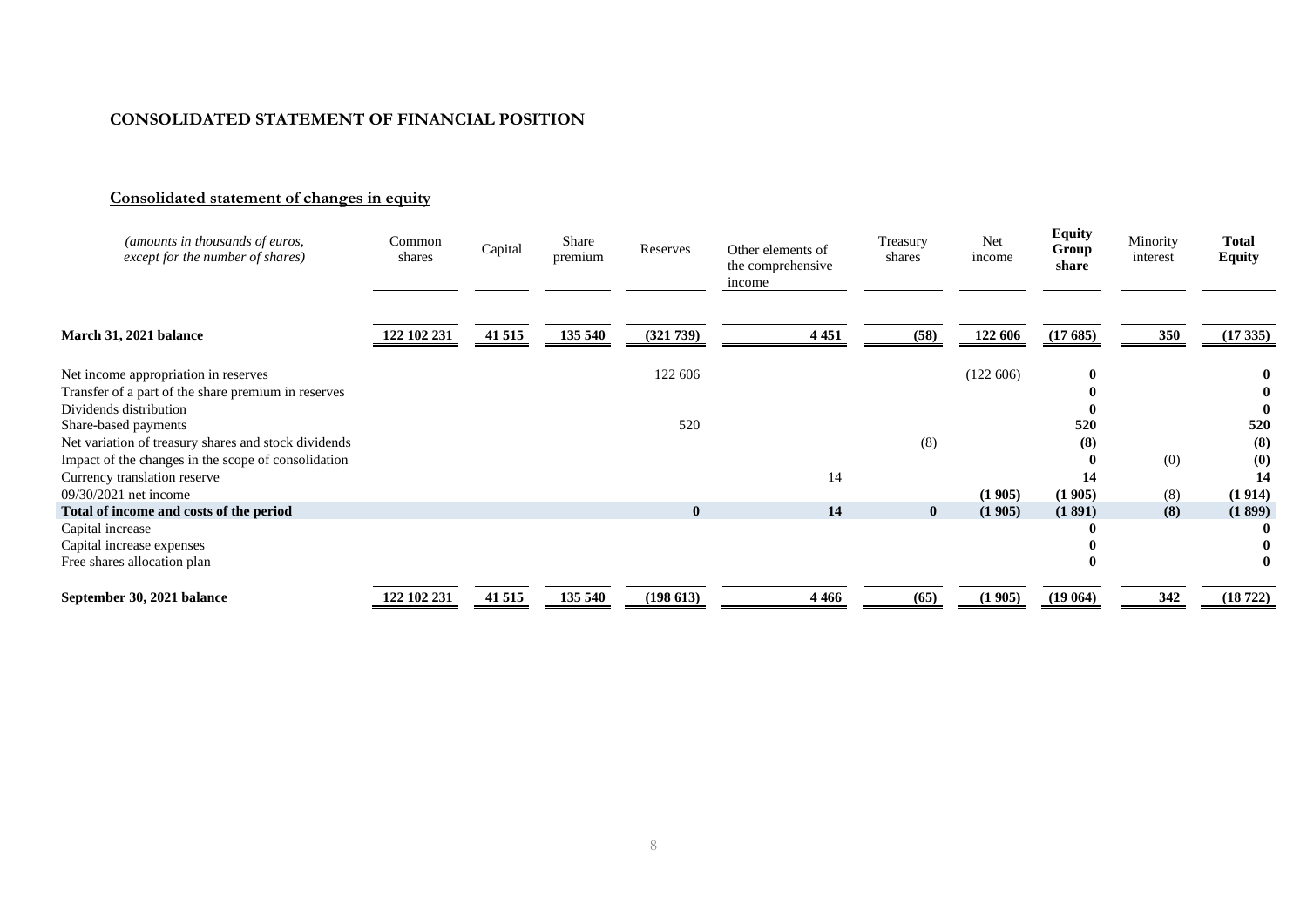# CONSOLIDATED STATEMENT OF FINANCIAL POSITION

## Consolidated statement of changes in equity

| *(amounts in thousands of euros, except for the number of shares)* | Common shares | Capital | Share premium | Reserves | Other elements of the comprehensive income | Treasury shares | Net income | **Equity Group share** | Minority interest | **Total Equity** |
|---|---|---|---|---|---|---|---|---|---|---|
| **March 31, 2021 balance** | **122 102 231** | **41 515** | **135 540** | **(321 739)** | **4 451** | **(58)** | **122 606** | **(17 685)** | **350** | **(17 335)** |
| Net income appropriation in reserves | | | | 122 606 | | | (122 606) | **0** | | **0** |
| Transfer of a part of the share premium in reserves | | | | | | | | **0** | | **0** |
| Dividends distribution | | | | | | | | **0** | | **0** |
| Share-based payments | | | | 520 | | | | **520** | | **520** |
| Net variation of treasury shares and stock dividends | | | | | | (8) | | **(8)** | | **(8)** |
| Impact of the changes in the scope of consolidation | | | | | | | | **0** | (0) | **(0)** |
| Currency translation reserve | | | | | 14 | | | **14** | | **14** |
| 09/30/2021 net income | | | | | | | **(1 905)** | **(1 905)** | (8) | **(1 914)** |
| **Total of income and costs of the period** | | | | **0** | **14** | **0** | **(1 905)** | **(1 891)** | **(8)** | **(1 899)** |
| Capital increase | | | | | | | | **0** | | **0** |
| Capital increase expenses | | | | | | | | **0** | | **0** |
| Free shares allocation plan | | | | | | | | **0** | | **0** |
| **September 30, 2021 balance** | **122 102 231** | **41 515** | **135 540** | **(198 613)** | **4 466** | **(65)** | **(1 905)** | **(19 064)** | **342** | **(18 722)** |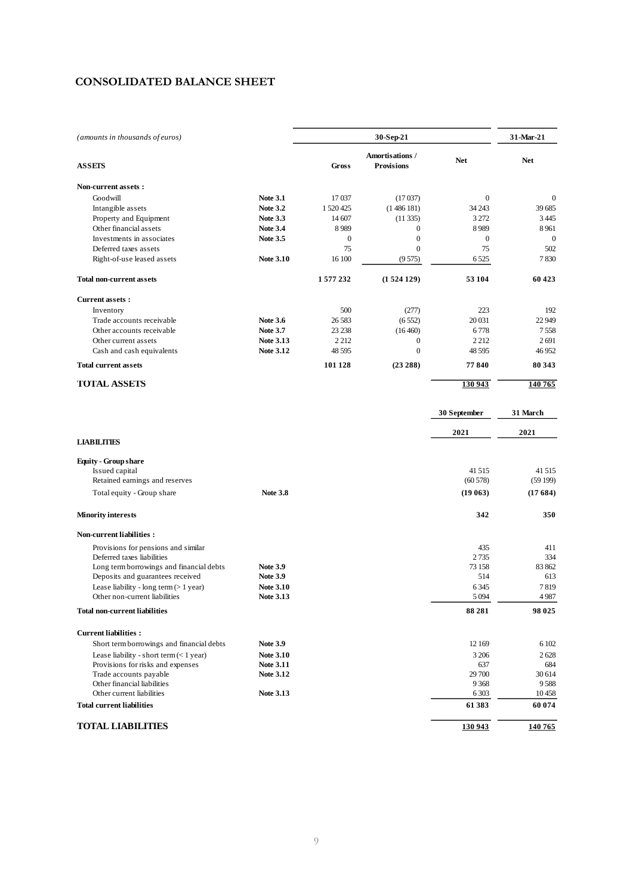# CONSOLIDATED BALANCE SHEET

| *(amounts in thousands of euros)* | | 30-Sep-21 | | | 31-Mar-21 |
|---|---|---|---|---|---|
| **ASSETS** | | **Gross** | **Amortisations / Provisions** | **Net** | **Net** |
| **Non-current assets :** | | | | | |
| Goodwill | **Note 3.1** | 17 037 | (17 037) | 0 | 0 |
| Intangible assets | **Note 3.2** | 1 520 425 | (1 486 181) | 34 243 | 39 685 |
| Property and Equipment | **Note 3.3** | 14 607 | (11 335) | 3 272 | 3 445 |
| Other financial assets | **Note 3.4** | 8 989 | 0 | 8 989 | 8 961 |
| Investments in associates | **Note 3.5** | 0 | 0 | 0 | 0 |
| Deferred taxes assets | | 75 | 0 | 75 | 502 |
| Right-of-use leased assets | **Note 3.10** | 16 100 | (9 575) | 6 525 | 7 830 |
| **Total non-current assets** | | **1 577 232** | **(1 524 129)** | **53 104** | **60 423** |
| **Current assets :** | | | | | |
| Inventory | | 500 | (277) | 223 | 192 |
| Trade accounts receivable | **Note 3.6** | 26 583 | (6 552) | 20 031 | 22 949 |
| Other accounts receivable | **Note 3.7** | 23 238 | (16 460) | 6 778 | 7 558 |
| Other current assets | **Note 3.13** | 2 212 | 0 | 2 212 | 2 691 |
| Cash and cash equivalents | **Note 3.12** | 48 595 | 0 | 48 595 | 46 952 |
| **Total current assets** | | **101 128** | **(23 288)** | **77 840** | **80 343** |
| **TOTAL ASSETS** | | | | **130 943** | **140 765** |

| | | 30 September 2021 | 31 March 2021 |
|---|---|---|---|
| **LIABILITIES** | | | |
| **Equity - Group share** | | | |
| Issued capital | | 41 515 | 41 515 |
| Retained earnings and reserves | | (60 578) | (59 199) |
| Total equity - Group share | **Note 3.8** | **(19 063)** | **(17 684)** |
| **Minority interests** | | **342** | **350** |
| **Non-current liabilities :** | | | |
| Provisions for pensions and similar | | 435 | 411 |
| Deferred taxes liabilities | | 2 735 | 334 |
| Long term borrowings and financial debts | **Note 3.9** | 73 158 | 83 862 |
| Deposits and guarantees received | **Note 3.9** | 514 | 613 |
| Lease liability - long term (> 1 year) | **Note 3.10** | 6 345 | 7 819 |
| Other non-current liabilities | **Note 3.13** | 5 094 | 4 987 |
| **Total non-current liabilities** | | **88 281** | **98 025** |
| **Current liabilities :** | | | |
| Short term borrowings and financial debts | **Note 3.9** | 12 169 | 6 102 |
| Lease liability - short term (< 1 year) | **Note 3.10** | 3 206 | 2 628 |
| Provisions for risks and expenses | **Note 3.11** | 637 | 684 |
| Trade accounts payable | **Note 3.12** | 29 700 | 30 614 |
| Other financial liabilities | | 9 368 | 9 588 |
| Other current liabilities | **Note 3.13** | 6 303 | 10 458 |
| **Total current liabilities** | | **61 383** | **60 074** |
| **TOTAL LIABILITIES** | | **130 943** | **140 765** |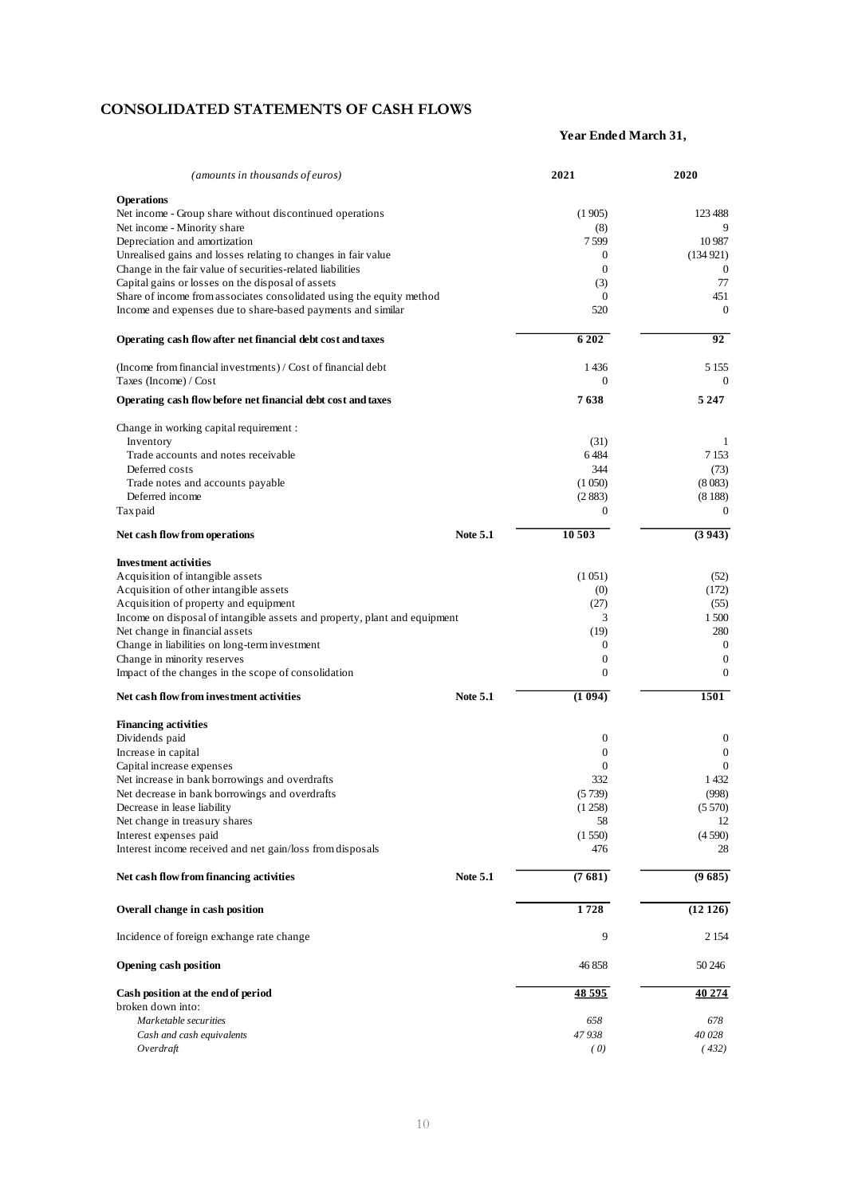## CONSOLIDATED STATEMENTS OF CASH FLOWS

| *(amounts in thousands of euros)* | | Year Ended March 31, 2021 | 2020 |
|---|---|---|---|
| **Operations** | | | |
| Net income - Group share without discontinued operations | | (1 905) | 123 488 |
| Net income - Minority share | | (8) | 9 |
| Depreciation and amortization | | 7 599 | 10 987 |
| Unrealised gains and losses relating to changes in fair value | | 0 | (134 921) |
| Change in the fair value of securities-related liabilities | | 0 | 0 |
| Capital gains or losses on the disposal of assets | | (3) | 77 |
| Share of income from associates consolidated using the equity method | | 0 | 451 |
| Income and expenses due to share-based payments and similar | | 520 | 0 |
| **Operating cash flow after net financial debt cost and taxes** | | **6 202** | **92** |
| (Income from financial investments) / Cost of financial debt | | 1 436 | 5 155 |
| Taxes (Income) / Cost | | 0 | 0 |
| **Operating cash flow before net financial debt cost and taxes** | | **7 638** | **5 247** |
| Change in working capital requirement : | | | |
| Inventory | | (31) | 1 |
| Trade accounts and notes receivable | | 6 484 | 7 153 |
| Deferred costs | | 344 | (73) |
| Trade notes and accounts payable | | (1 050) | (8 083) |
| Deferred income | | (2 883) | (8 188) |
| Tax paid | | 0 | 0 |
| **Net cash flow from operations** | **Note 5.1** | **10 503** | **(3 943)** |
| **Investment activities** | | | |
| Acquisition of intangible assets | | (1 051) | (52) |
| Acquisition of other intangible assets | | (0) | (172) |
| Acquisition of property and equipment | | (27) | (55) |
| Income on disposal of intangible assets and property, plant and equipment | | 3 | 1 500 |
| Net change in financial assets | | (19) | 280 |
| Change in liabilities on long-term investment | | 0 | 0 |
| Change in minority reserves | | 0 | 0 |
| Impact of the changes in the scope of consolidation | | 0 | 0 |
| **Net cash flow from investment activities** | **Note 5.1** | **(1 094)** | **1501** |
| **Financing activities** | | | |
| Dividends paid | | 0 | 0 |
| Increase in capital | | 0 | 0 |
| Capital increase expenses | | 0 | 0 |
| Net increase in bank borrowings and overdrafts | | 332 | 1 432 |
| Net decrease in bank borrowings and overdrafts | | (5 739) | (998) |
| Decrease in lease liability | | (1 258) | (5 570) |
| Net change in treasury shares | | 58 | 12 |
| Interest expenses paid | | (1 550) | (4 590) |
| Interest income received and net gain/loss from disposals | | 476 | 28 |
| **Net cash flow from financing activities** | **Note 5.1** | **(7 681)** | **(9 685)** |
| **Overall change in cash position** | | **1 728** | **(12 126)** |
| Incidence of foreign exchange rate change | | 9 | 2 154 |
| **Opening cash position** | | 46 858 | 50 246 |
| **Cash position at the end of period** | | **48 595** | **40 274** |
| broken down into: | | | |
| *Marketable securities* | | *658* | *678* |
| *Cash and cash equivalents* | | *47 938* | *40 028* |
| *Overdraft* | | *( 0)* | *( 432)* |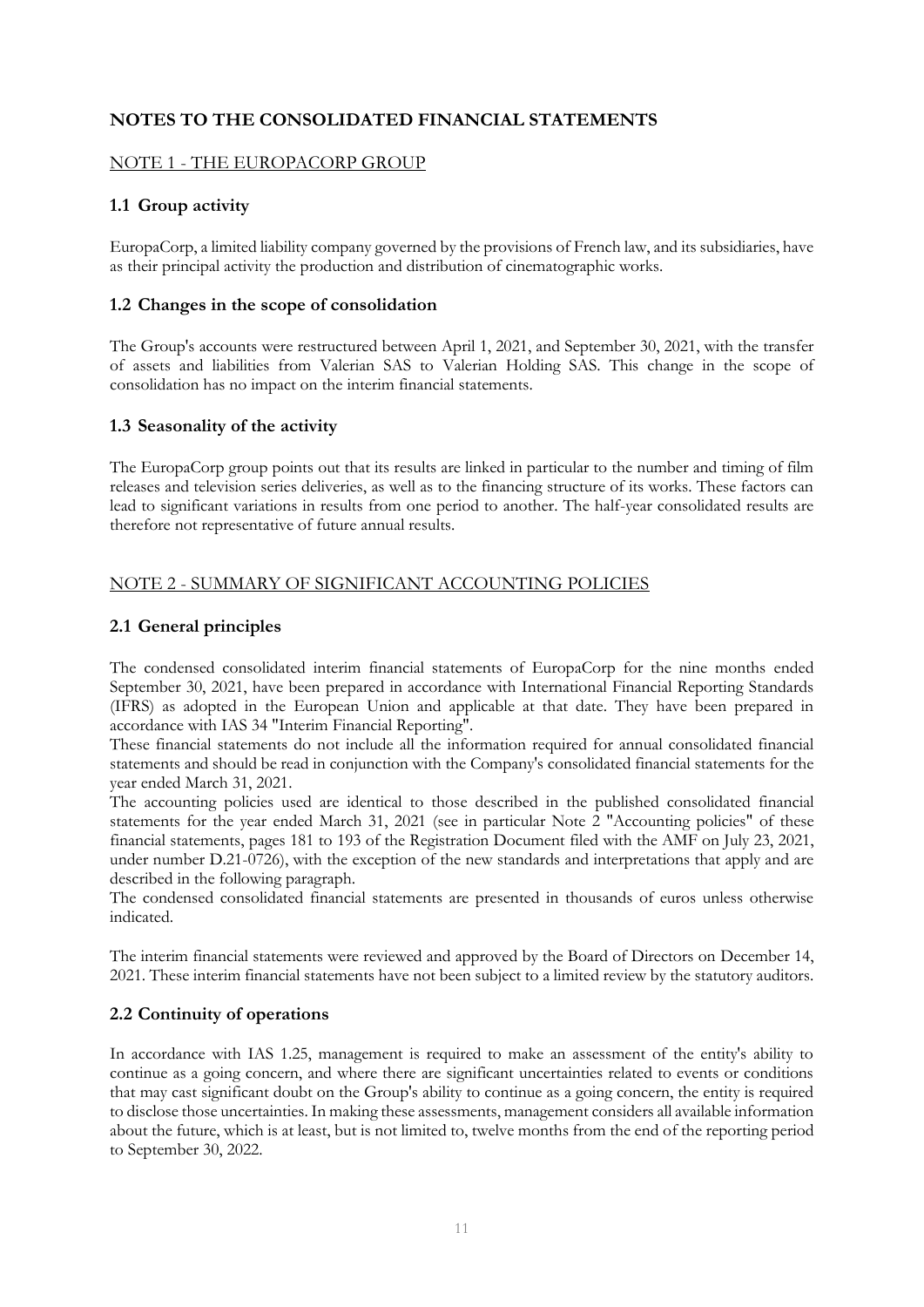# NOTES TO THE CONSOLIDATED FINANCIAL STATEMENTS

## NOTE 1 - THE EUROPACORP GROUP

### 1.1 Group activity

EuropaCorp, a limited liability company governed by the provisions of French law, and its subsidiaries, have as their principal activity the production and distribution of cinematographic works.

### 1.2 Changes in the scope of consolidation

The Group's accounts were restructured between April 1, 2021, and September 30, 2021, with the transfer of assets and liabilities from Valerian SAS to Valerian Holding SAS. This change in the scope of consolidation has no impact on the interim financial statements.

### 1.3 Seasonality of the activity

The EuropaCorp group points out that its results are linked in particular to the number and timing of film releases and television series deliveries, as well as to the financing structure of its works. These factors can lead to significant variations in results from one period to another. The half-year consolidated results are therefore not representative of future annual results.

## NOTE 2 - SUMMARY OF SIGNIFICANT ACCOUNTING POLICIES

### 2.1 General principles

The condensed consolidated interim financial statements of EuropaCorp for the nine months ended September 30, 2021, have been prepared in accordance with International Financial Reporting Standards (IFRS) as adopted in the European Union and applicable at that date. They have been prepared in accordance with IAS 34 "Interim Financial Reporting".

These financial statements do not include all the information required for annual consolidated financial statements and should be read in conjunction with the Company's consolidated financial statements for the year ended March 31, 2021.

The accounting policies used are identical to those described in the published consolidated financial statements for the year ended March 31, 2021 (see in particular Note 2 "Accounting policies" of these financial statements, pages 181 to 193 of the Registration Document filed with the AMF on July 23, 2021, under number D.21-0726), with the exception of the new standards and interpretations that apply and are described in the following paragraph.

The condensed consolidated financial statements are presented in thousands of euros unless otherwise indicated.

The interim financial statements were reviewed and approved by the Board of Directors on December 14, 2021. These interim financial statements have not been subject to a limited review by the statutory auditors.

### 2.2 Continuity of operations

In accordance with IAS 1.25, management is required to make an assessment of the entity's ability to continue as a going concern, and where there are significant uncertainties related to events or conditions that may cast significant doubt on the Group's ability to continue as a going concern, the entity is required to disclose those uncertainties. In making these assessments, management considers all available information about the future, which is at least, but is not limited to, twelve months from the end of the reporting period to September 30, 2022.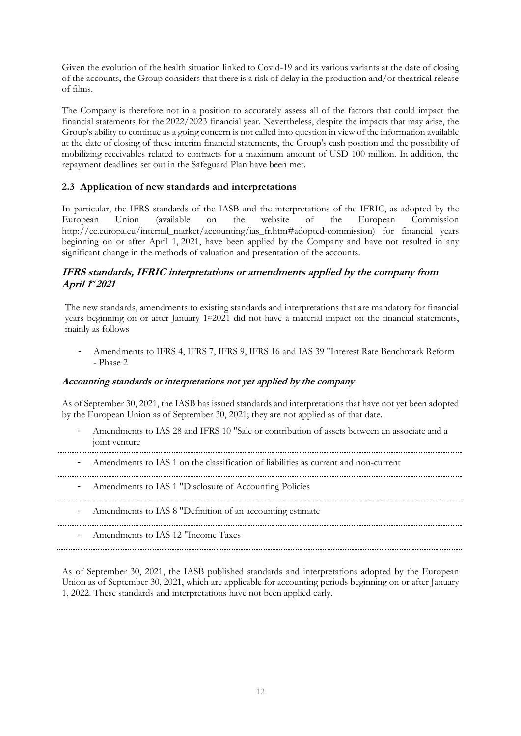Given the evolution of the health situation linked to Covid-19 and its various variants at the date of closing of the accounts, the Group considers that there is a risk of delay in the production and/or theatrical release of films.

The Company is therefore not in a position to accurately assess all of the factors that could impact the financial statements for the 2022/2023 financial year. Nevertheless, despite the impacts that may arise, the Group's ability to continue as a going concern is not called into question in view of the information available at the date of closing of these interim financial statements, the Group's cash position and the possibility of mobilizing receivables related to contracts for a maximum amount of USD 100 million. In addition, the repayment deadlines set out in the Safeguard Plan have been met.

## 2.3 Application of new standards and interpretations

In particular, the IFRS standards of the IASB and the interpretations of the IFRIC, as adopted by the European Union (available on the website of the European Commission http://ec.europa.eu/internal_market/accounting/ias_fr.htm#adopted-commission) for financial years beginning on or after April 1, 2021, have been applied by the Company and have not resulted in any significant change in the methods of valuation and presentation of the accounts.

### *IFRS standards, IFRIC interpretations or amendments applied by the company from April 1er 2021*

The new standards, amendments to existing standards and interpretations that are mandatory for financial years beginning on or after January 1er2021 did not have a material impact on the financial statements, mainly as follows

- Amendments to IFRS 4, IFRS 7, IFRS 9, IFRS 16 and IAS 39 "Interest Rate Benchmark Reform - Phase 2

#### *Accounting standards or interpretations not yet applied by the company*

As of September 30, 2021, the IASB has issued standards and interpretations that have not yet been adopted by the European Union as of September 30, 2021; they are not applied as of that date.

- Amendments to IAS 28 and IFRS 10 "Sale or contribution of assets between an associate and a joint venture
- Amendments to IAS 1 on the classification of liabilities as current and non-current
- Amendments to IAS 1 "Disclosure of Accounting Policies
- Amendments to IAS 8 "Definition of an accounting estimate
- Amendments to IAS 12 "Income Taxes

As of September 30, 2021, the IASB published standards and interpretations adopted by the European Union as of September 30, 2021, which are applicable for accounting periods beginning on or after January 1, 2022. These standards and interpretations have not been applied early.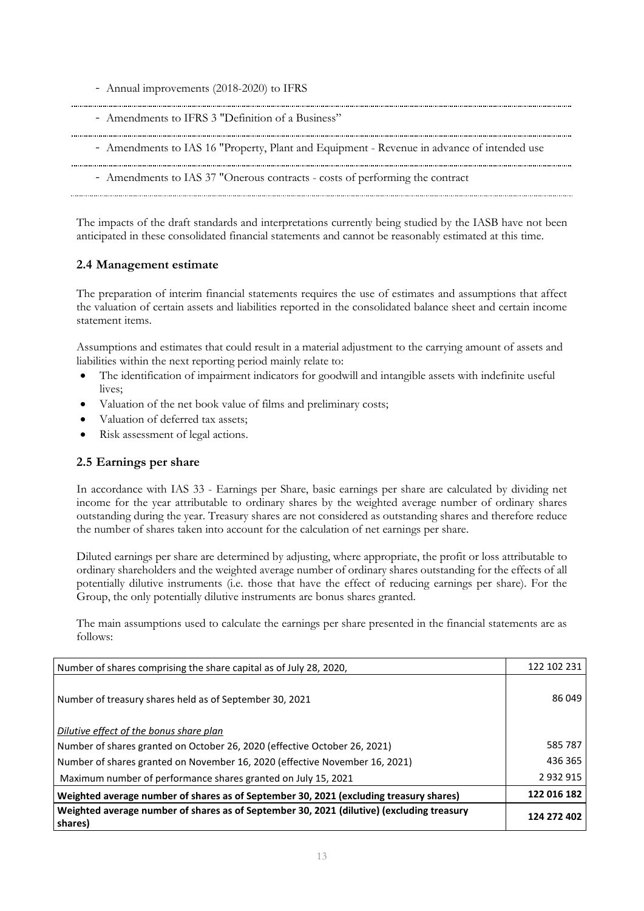- Annual improvements (2018-2020) to IFRS
- Amendments to IFRS 3 "Definition of a Business"
- Amendments to IAS 16 "Property, Plant and Equipment - Revenue in advance of intended use
- Amendments to IAS 37 "Onerous contracts - costs of performing the contract

The impacts of the draft standards and interpretations currently being studied by the IASB have not been anticipated in these consolidated financial statements and cannot be reasonably estimated at this time.

## 2.4 Management estimate

The preparation of interim financial statements requires the use of estimates and assumptions that affect the valuation of certain assets and liabilities reported in the consolidated balance sheet and certain income statement items.

Assumptions and estimates that could result in a material adjustment to the carrying amount of assets and liabilities within the next reporting period mainly relate to:

- The identification of impairment indicators for goodwill and intangible assets with indefinite useful lives;
- Valuation of the net book value of films and preliminary costs;
- Valuation of deferred tax assets;
- Risk assessment of legal actions.

## 2.5 Earnings per share

In accordance with IAS 33 - Earnings per Share, basic earnings per share are calculated by dividing net income for the year attributable to ordinary shares by the weighted average number of ordinary shares outstanding during the year. Treasury shares are not considered as outstanding shares and therefore reduce the number of shares taken into account for the calculation of net earnings per share.

Diluted earnings per share are determined by adjusting, where appropriate, the profit or loss attributable to ordinary shareholders and the weighted average number of ordinary shares outstanding for the effects of all potentially dilutive instruments (i.e. those that have the effect of reducing earnings per share). For the Group, the only potentially dilutive instruments are bonus shares granted.

The main assumptions used to calculate the earnings per share presented in the financial statements are as follows:

| | |
|---|---|
| Number of shares comprising the share capital as of July 28, 2020, | 122 102 231 |
| Number of treasury shares held as of September 30, 2021 | 86 049 |
| *Dilutive effect of the bonus share plan* | |
| Number of shares granted on October 26, 2020 (effective October 26, 2021) | 585 787 |
| Number of shares granted on November 16, 2020 (effective November 16, 2021) | 436 365 |
| Maximum number of performance shares granted on July 15, 2021 | 2 932 915 |
| **Weighted average number of shares as of September 30, 2021 (excluding treasury shares)** | **122 016 182** |
| **Weighted average number of shares as of September 30, 2021 (dilutive) (excluding treasury shares)** | **124 272 402** |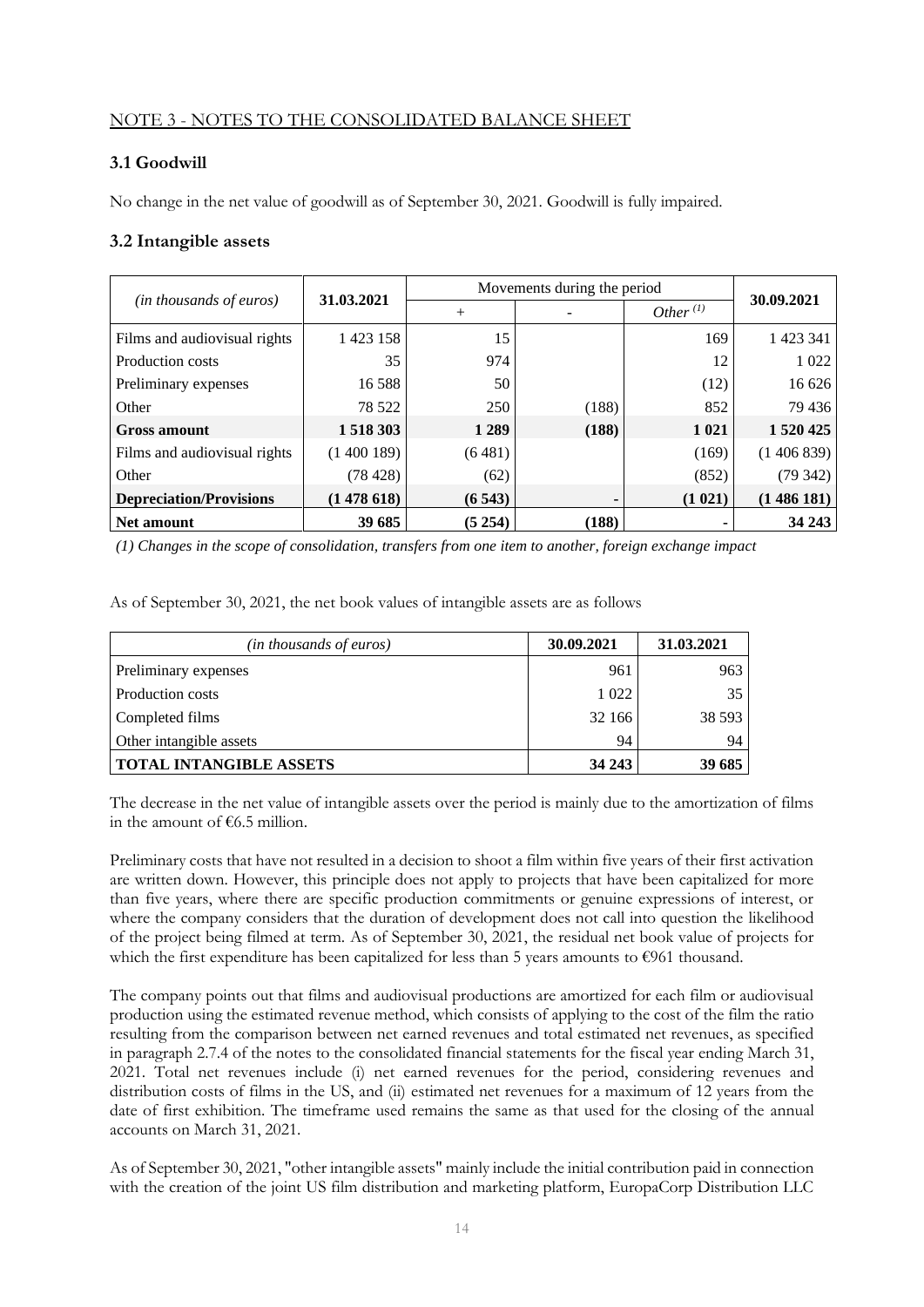NOTE 3 - NOTES TO THE CONSOLIDATED BALANCE SHEET

### 3.1 Goodwill

No change in the net value of goodwill as of September 30, 2021. Goodwill is fully impaired.

### 3.2 Intangible assets

| *(in thousands of euros)* | 31.03.2021 | Movements during the period | | | 30.09.2021 |
|---|---|---|---|---|---|
| | | + | - | *Other [(1)]* | |
| Films and audiovisual rights | 1 423 158 | 15 | | 169 | 1 423 341 |
| Production costs | 35 | 974 | | 12 | 1 022 |
| Preliminary expenses | 16 588 | 50 | | (12) | 16 626 |
| Other | 78 522 | 250 | (188) | 852 | 79 436 |
| **Gross amount** | **1 518 303** | **1 289** | **(188)** | **1 021** | **1 520 425** |
| Films and audiovisual rights | (1 400 189) | (6 481) | | (169) | (1 406 839) |
| Other | (78 428) | (62) | | (852) | (79 342) |
| **Depreciation/Provisions** | **(1 478 618)** | **(6 543)** | **-** | **(1 021)** | **(1 486 181)** |
| **Net amount** | **39 685** | **(5 254)** | **(188)** | **-** | **34 243** |

*(1) Changes in the scope of consolidation, transfers from one item to another, foreign exchange impact*

As of September 30, 2021, the net book values of intangible assets are as follows

| *(in thousands of euros)* | 30.09.2021 | 31.03.2021 |
|---|---|---|
| Preliminary expenses | 961 | 963 |
| Production costs | 1 022 | 35 |
| Completed films | 32 166 | 38 593 |
| Other intangible assets | 94 | 94 |
| **TOTAL INTANGIBLE ASSETS** | **34 243** | **39 685** |

The decrease in the net value of intangible assets over the period is mainly due to the amortization of films in the amount of €6.5 million.

Preliminary costs that have not resulted in a decision to shoot a film within five years of their first activation are written down. However, this principle does not apply to projects that have been capitalized for more than five years, where there are specific production commitments or genuine expressions of interest, or where the company considers that the duration of development does not call into question the likelihood of the project being filmed at term. As of September 30, 2021, the residual net book value of projects for which the first expenditure has been capitalized for less than 5 years amounts to €961 thousand.

The company points out that films and audiovisual productions are amortized for each film or audiovisual production using the estimated revenue method, which consists of applying to the cost of the film the ratio resulting from the comparison between net earned revenues and total estimated net revenues, as specified in paragraph 2.7.4 of the notes to the consolidated financial statements for the fiscal year ending March 31, 2021. Total net revenues include (i) net earned revenues for the period, considering revenues and distribution costs of films in the US, and (ii) estimated net revenues for a maximum of 12 years from the date of first exhibition. The timeframe used remains the same as that used for the closing of the annual accounts on March 31, 2021.

As of September 30, 2021, "other intangible assets" mainly include the initial contribution paid in connection with the creation of the joint US film distribution and marketing platform, EuropaCorp Distribution LLC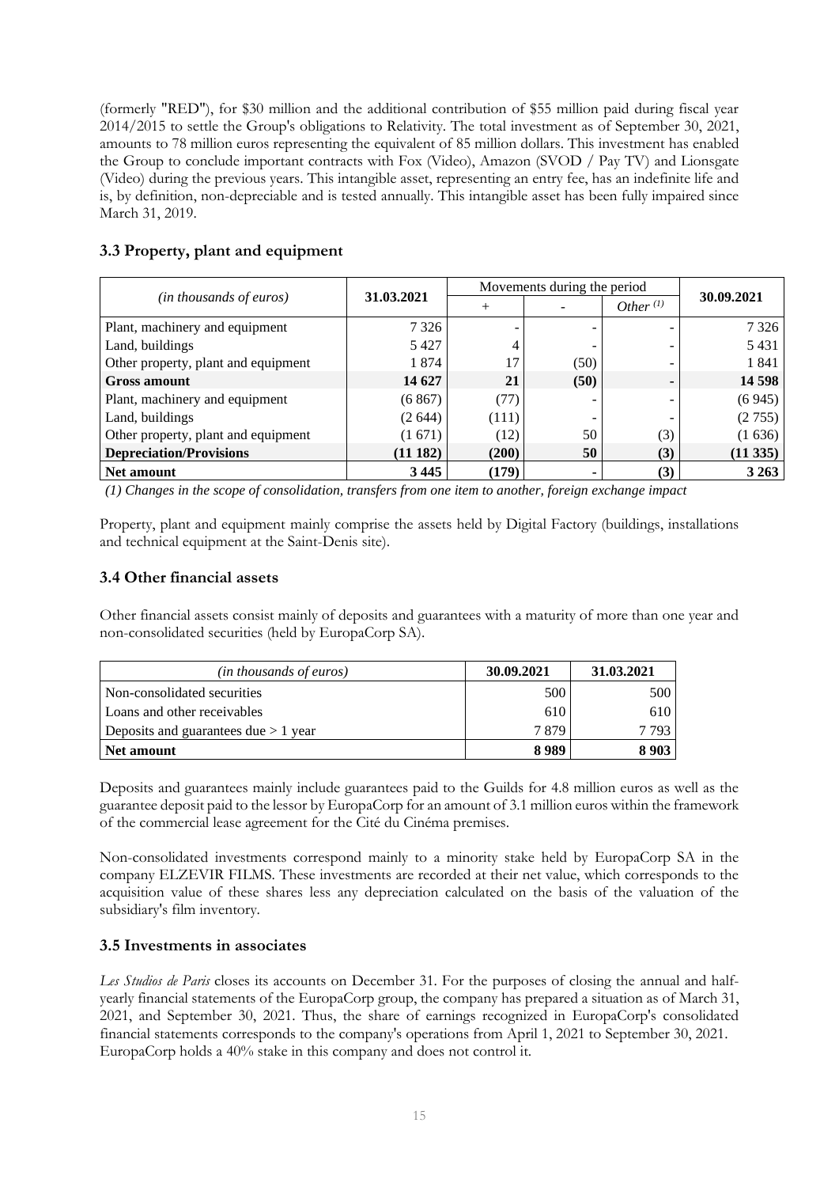(formerly "RED"), for $30 million and the additional contribution of $55 million paid during fiscal year 2014/2015 to settle the Group's obligations to Relativity. The total investment as of September 30, 2021, amounts to 78 million euros representing the equivalent of 85 million dollars. This investment has enabled the Group to conclude important contracts with Fox (Video), Amazon (SVOD / Pay TV) and Lionsgate (Video) during the previous years. This intangible asset, representing an entry fee, has an indefinite life and is, by definition, non-depreciable and is tested annually. This intangible asset has been fully impaired since March 31, 2019.

## 3.3 Property, plant and equipment

| *(in thousands of euros)* | 31.03.2021 | Movements during the period | | | 30.09.2021 |
|---|---|---|---|---|---|
| | | + | - | *Other (1)* | |
| Plant, machinery and equipment | 7 326 | - | - | - | 7 326 |
| Land, buildings | 5 427 | 4 | - | - | 5 431 |
| Other property, plant and equipment | 1 874 | 17 | (50) | - | 1 841 |
| **Gross amount** | **14 627** | **21** | **(50)** | **-** | **14 598** |
| Plant, machinery and equipment | (6 867) | (77) | - | - | (6 945) |
| Land, buildings | (2 644) | (111) | - | - | (2 755) |
| Other property, plant and equipment | (1 671) | (12) | 50 | (3) | (1 636) |
| **Depreciation/Provisions** | **(11 182)** | **(200)** | **50** | **(3)** | **(11 335)** |
| **Net amount** | **3 445** | **(179)** | **-** | **(3)** | **3 263** |

*(1) Changes in the scope of consolidation, transfers from one item to another, foreign exchange impact*

Property, plant and equipment mainly comprise the assets held by Digital Factory (buildings, installations and technical equipment at the Saint-Denis site).

## 3.4 Other financial assets

Other financial assets consist mainly of deposits and guarantees with a maturity of more than one year and non-consolidated securities (held by EuropaCorp SA).

| *(in thousands of euros)* | 30.09.2021 | 31.03.2021 |
|---|---|---|
| Non-consolidated securities | 500 | 500 |
| Loans and other receivables | 610 | 610 |
| Deposits and guarantees due > 1 year | 7 879 | 7 793 |
| **Net amount** | **8 989** | **8 903** |

Deposits and guarantees mainly include guarantees paid to the Guilds for 4.8 million euros as well as the guarantee deposit paid to the lessor by EuropaCorp for an amount of 3.1 million euros within the framework of the commercial lease agreement for the Cité du Cinéma premises.

Non-consolidated investments correspond mainly to a minority stake held by EuropaCorp SA in the company ELZEVIR FILMS. These investments are recorded at their net value, which corresponds to the acquisition value of these shares less any depreciation calculated on the basis of the valuation of the subsidiary's film inventory.

## 3.5 Investments in associates

*Les Studios de Paris* closes its accounts on December 31. For the purposes of closing the annual and half-yearly financial statements of the EuropaCorp group, the company has prepared a situation as of March 31, 2021, and September 30, 2021. Thus, the share of earnings recognized in EuropaCorp's consolidated financial statements corresponds to the company's operations from April 1, 2021 to September 30, 2021. EuropaCorp holds a 40% stake in this company and does not control it.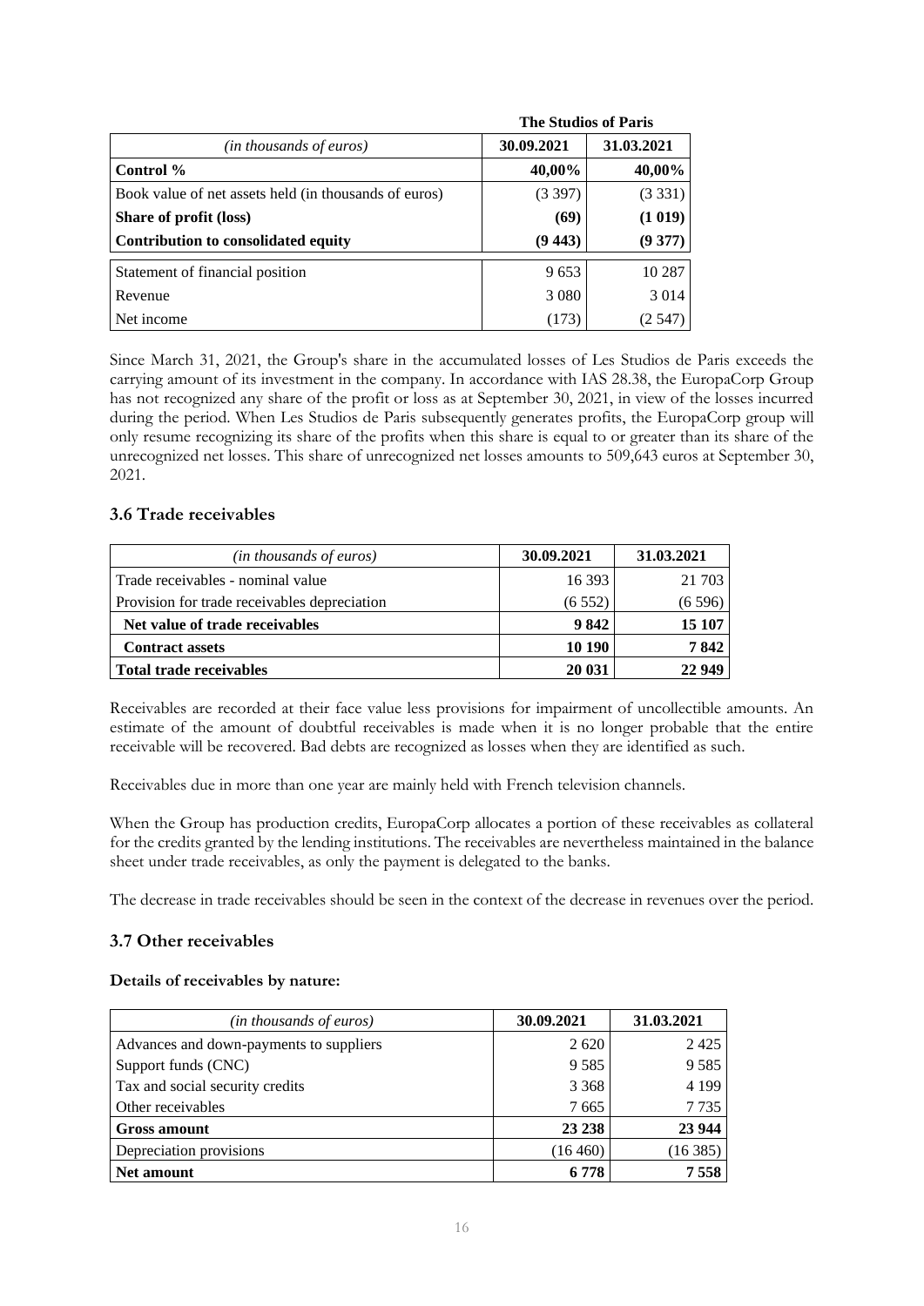| *(in thousands of euros)* | The Studios of Paris | |
|---|---|---|
| | **30.09.2021** | **31.03.2021** |
| **Control %** | **40,00%** | **40,00%** |
| Book value of net assets held (in thousands of euros) | (3 397) | (3 331) |
| **Share of profit (loss)** | **(69)** | **(1 019)** |
| **Contribution to consolidated equity** | **(9 443)** | **(9 377)** |
| Statement of financial position | 9 653 | 10 287 |
| Revenue | 3 080 | 3 014 |
| Net income | (173) | (2 547) |

Since March 31, 2021, the Group's share in the accumulated losses of Les Studios de Paris exceeds the carrying amount of its investment in the company. In accordance with IAS 28.38, the EuropaCorp Group has not recognized any share of the profit or loss as at September 30, 2021, in view of the losses incurred during the period. When Les Studios de Paris subsequently generates profits, the EuropaCorp group will only resume recognizing its share of the profits when this share is equal to or greater than its share of the unrecognized net losses. This share of unrecognized net losses amounts to 509,643 euros at September 30, 2021.

### 3.6 Trade receivables

| *(in thousands of euros)* | **30.09.2021** | **31.03.2021** |
|---|---|---|
| Trade receivables - nominal value | 16 393 | 21 703 |
| Provision for trade receivables depreciation | (6 552) | (6 596) |
| **Net value of trade receivables** | **9 842** | **15 107** |
| **Contract assets** | **10 190** | **7 842** |
| **Total trade receivables** | **20 031** | **22 949** |

Receivables are recorded at their face value less provisions for impairment of uncollectible amounts. An estimate of the amount of doubtful receivables is made when it is no longer probable that the entire receivable will be recovered. Bad debts are recognized as losses when they are identified as such.

Receivables due in more than one year are mainly held with French television channels.

When the Group has production credits, EuropaCorp allocates a portion of these receivables as collateral for the credits granted by the lending institutions. The receivables are nevertheless maintained in the balance sheet under trade receivables, as only the payment is delegated to the banks.

The decrease in trade receivables should be seen in the context of the decrease in revenues over the period.

### 3.7 Other receivables

**Details of receivables by nature:**

| *(in thousands of euros)* | **30.09.2021** | **31.03.2021** |
|---|---|---|
| Advances and down-payments to suppliers | 2 620 | 2 425 |
| Support funds (CNC) | 9 585 | 9 585 |
| Tax and social security credits | 3 368 | 4 199 |
| Other receivables | 7 665 | 7 735 |
| **Gross amount** | **23 238** | **23 944** |
| Depreciation provisions | (16 460) | (16 385) |
| **Net amount** | **6 778** | **7 558** |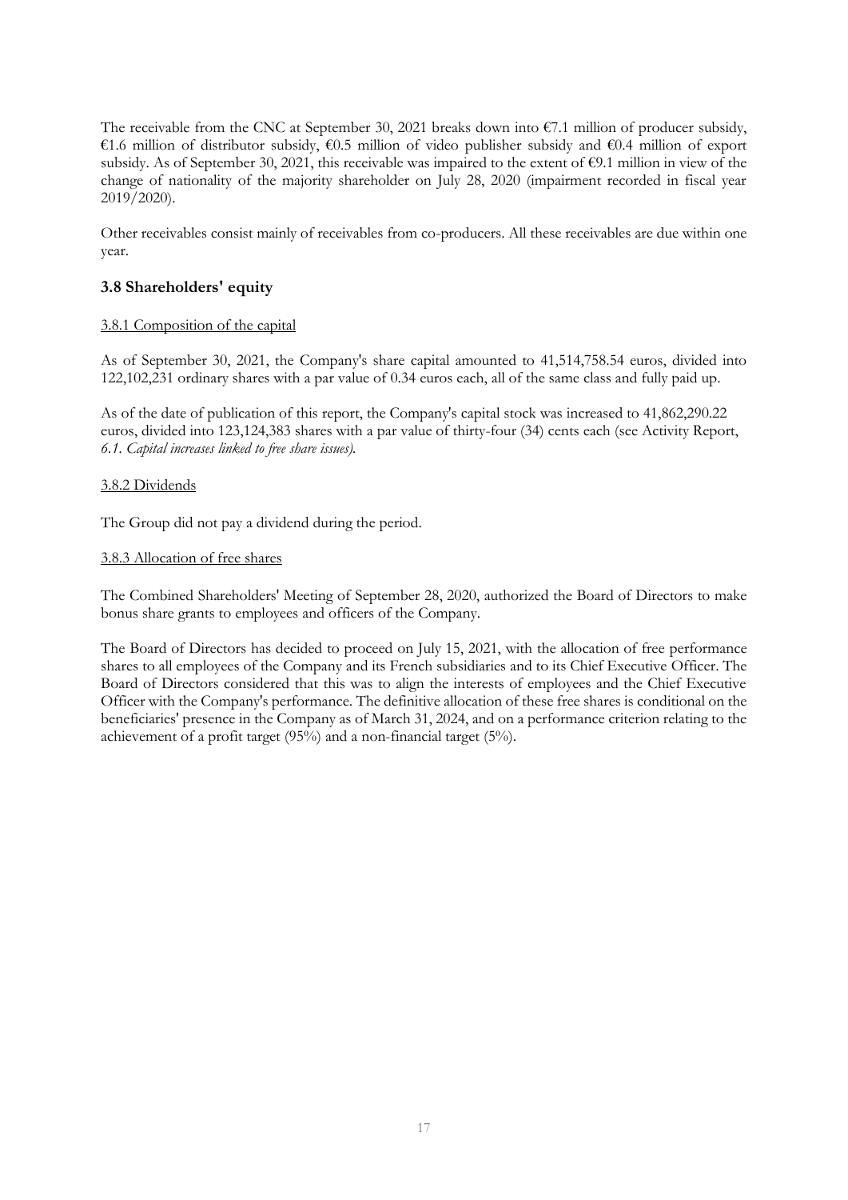The receivable from the CNC at September 30, 2021 breaks down into €7.1 million of producer subsidy, €1.6 million of distributor subsidy, €0.5 million of video publisher subsidy and €0.4 million of export subsidy. As of September 30, 2021, this receivable was impaired to the extent of €9.1 million in view of the change of nationality of the majority shareholder on July 28, 2020 (impairment recorded in fiscal year 2019/2020).

Other receivables consist mainly of receivables from co-producers. All these receivables are due within one year.

### 3.8 Shareholders' equity

3.8.1 Composition of the capital

As of September 30, 2021, the Company's share capital amounted to 41,514,758.54 euros, divided into 122,102,231 ordinary shares with a par value of 0.34 euros each, all of the same class and fully paid up.

As of the date of publication of this report, the Company's capital stock was increased to 41,862,290.22 euros, divided into 123,124,383 shares with a par value of thirty-four (34) cents each (see Activity Report, *6.1. Capital increases linked to free share issues).*

3.8.2 Dividends

The Group did not pay a dividend during the period.

3.8.3 Allocation of free shares

The Combined Shareholders' Meeting of September 28, 2020, authorized the Board of Directors to make bonus share grants to employees and officers of the Company.

The Board of Directors has decided to proceed on July 15, 2021, with the allocation of free performance shares to all employees of the Company and its French subsidiaries and to its Chief Executive Officer. The Board of Directors considered that this was to align the interests of employees and the Chief Executive Officer with the Company's performance. The definitive allocation of these free shares is conditional on the beneficiaries' presence in the Company as of March 31, 2024, and on a performance criterion relating to the achievement of a profit target (95%) and a non-financial target (5%).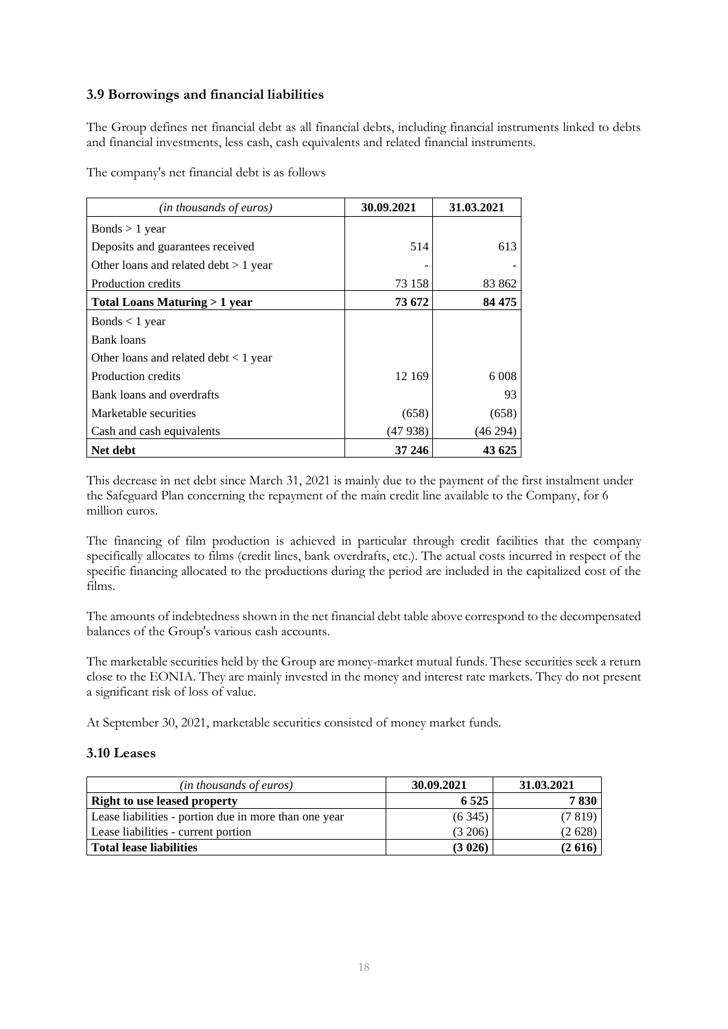### 3.9 Borrowings and financial liabilities

The Group defines net financial debt as all financial debts, including financial instruments linked to debts and financial investments, less cash, cash equivalents and related financial instruments.

The company's net financial debt is as follows

| *(in thousands of euros)* | 30.09.2021 | 31.03.2021 |
|---|---|---|
| Bonds > 1 year | | |
| Deposits and guarantees received | 514 | 613 |
| Other loans and related debt > 1 year | - | - |
| Production credits | 73 158 | 83 862 |
| **Total Loans Maturing > 1 year** | **73 672** | **84 475** |
| Bonds < 1 year | | |
| Bank loans | | |
| Other loans and related debt < 1 year | | |
| Production credits | 12 169 | 6 008 |
| Bank loans and overdrafts | | 93 |
| Marketable securities | (658) | (658) |
| Cash and cash equivalents | (47 938) | (46 294) |
| **Net debt** | **37 246** | **43 625** |

This decrease in net debt since March 31, 2021 is mainly due to the payment of the first instalment under the Safeguard Plan concerning the repayment of the main credit line available to the Company, for 6 million euros.

The financing of film production is achieved in particular through credit facilities that the company specifically allocates to films (credit lines, bank overdrafts, etc.). The actual costs incurred in respect of the specific financing allocated to the productions during the period are included in the capitalized cost of the films.

The amounts of indebtedness shown in the net financial debt table above correspond to the decompensated balances of the Group's various cash accounts.

The marketable securities held by the Group are money-market mutual funds. These securities seek a return close to the EONIA. They are mainly invested in the money and interest rate markets. They do not present a significant risk of loss of value.

At September 30, 2021, marketable securities consisted of money market funds.

### 3.10 Leases

| *(in thousands of euros)* | 30.09.2021 | 31.03.2021 |
|---|---|---|
| **Right to use leased property** | **6 525** | **7 830** |
| Lease liabilities - portion due in more than one year | (6 345) | (7 819) |
| Lease liabilities - current portion | (3 206) | (2 628) |
| **Total lease liabilities** | **(3 026)** | **(2 616)** |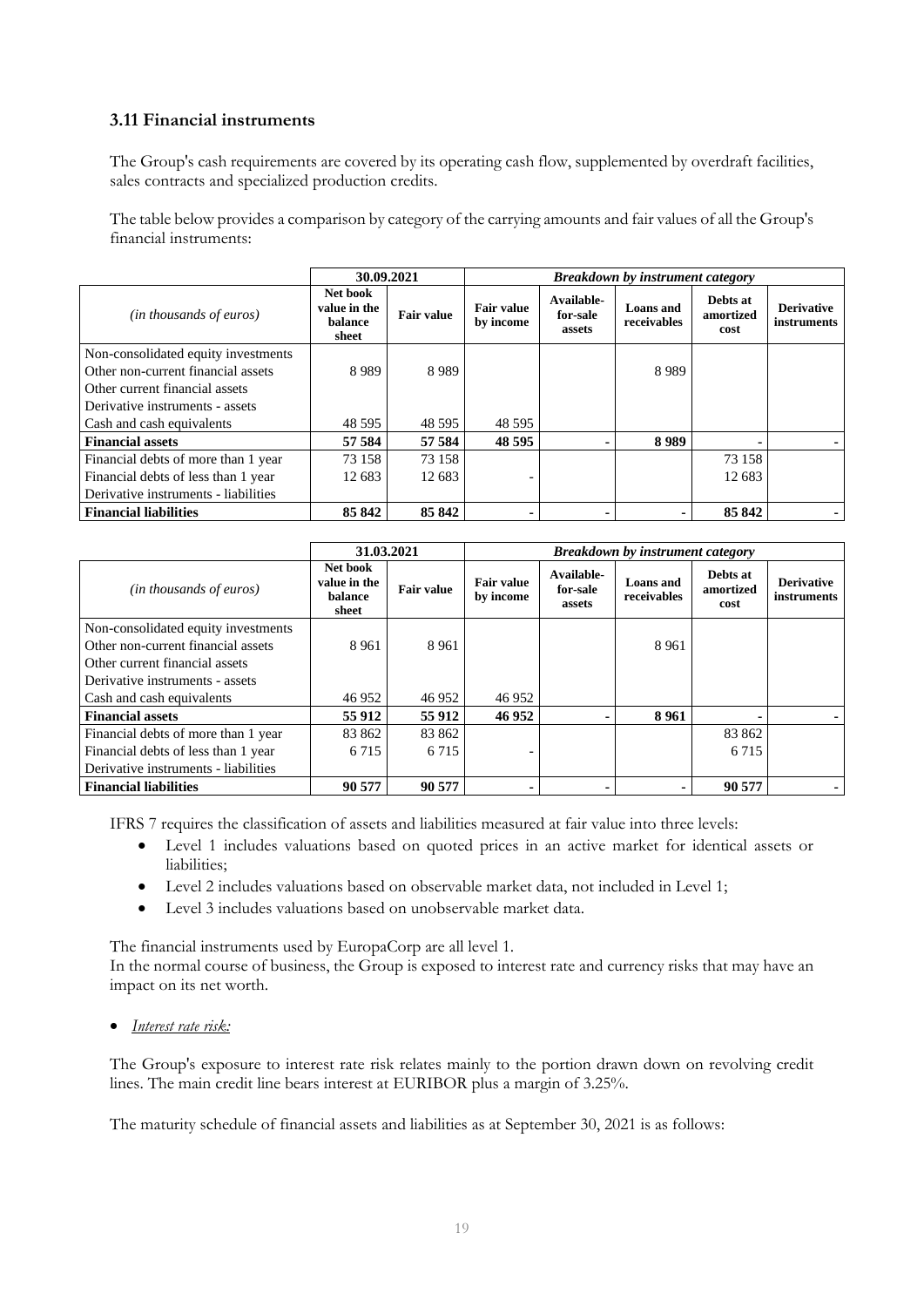### 3.11 Financial instruments

The Group's cash requirements are covered by its operating cash flow, supplemented by overdraft facilities, sales contracts and specialized production credits.

The table below provides a comparison by category of the carrying amounts and fair values of all the Group's financial instruments:

| | 30.09.2021 | | *Breakdown by instrument category* | | | | |
|---|---|---|---|---|---|---|---|
| *(in thousands of euros)* | Net book value in the balance sheet | Fair value | Fair value by income | Available-for-sale assets | Loans and receivables | Debts at amortized cost | Derivative instruments |
| Non-consolidated equity investments | | | | | | | |
| Other non-current financial assets | 8 989 | 8 989 | | | 8 989 | | |
| Other current financial assets | | | | | | | |
| Derivative instruments - assets | | | | | | | |
| Cash and cash equivalents | 48 595 | 48 595 | 48 595 | | | | |
| **Financial assets** | **57 584** | **57 584** | **48 595** | **-** | **8 989** | **-** | **-** |
| Financial debts of more than 1 year | 73 158 | 73 158 | | | | 73 158 | |
| Financial debts of less than 1 year | 12 683 | 12 683 | - | | | 12 683 | |
| Derivative instruments - liabilities | | | | | | | |
| **Financial liabilities** | **85 842** | **85 842** | **-** | **-** | **-** | **85 842** | **-** |

| | 31.03.2021 | | *Breakdown by instrument category* | | | | |
|---|---|---|---|---|---|---|---|
| *(in thousands of euros)* | Net book value in the balance sheet | Fair value | Fair value by income | Available-for-sale assets | Loans and receivables | Debts at amortized cost | Derivative instruments |
| Non-consolidated equity investments | | | | | | | |
| Other non-current financial assets | 8 961 | 8 961 | | | 8 961 | | |
| Other current financial assets | | | | | | | |
| Derivative instruments - assets | | | | | | | |
| Cash and cash equivalents | 46 952 | 46 952 | 46 952 | | | | |
| **Financial assets** | **55 912** | **55 912** | **46 952** | **-** | **8 961** | **-** | **-** |
| Financial debts of more than 1 year | 83 862 | 83 862 | | | | 83 862 | |
| Financial debts of less than 1 year | 6 715 | 6 715 | - | | | 6 715 | |
| Derivative instruments - liabilities | | | | | | | |
| **Financial liabilities** | **90 577** | **90 577** | **-** | **-** | **-** | **90 577** | **-** |

IFRS 7 requires the classification of assets and liabilities measured at fair value into three levels:

- Level 1 includes valuations based on quoted prices in an active market for identical assets or liabilities;
- Level 2 includes valuations based on observable market data, not included in Level 1;
- Level 3 includes valuations based on unobservable market data.

The financial instruments used by EuropaCorp are all level 1.
In the normal course of business, the Group is exposed to interest rate and currency risks that may have an impact on its net worth.

- *Interest rate risk:*

The Group's exposure to interest rate risk relates mainly to the portion drawn down on revolving credit lines. The main credit line bears interest at EURIBOR plus a margin of 3.25%.

The maturity schedule of financial assets and liabilities as at September 30, 2021 is as follows: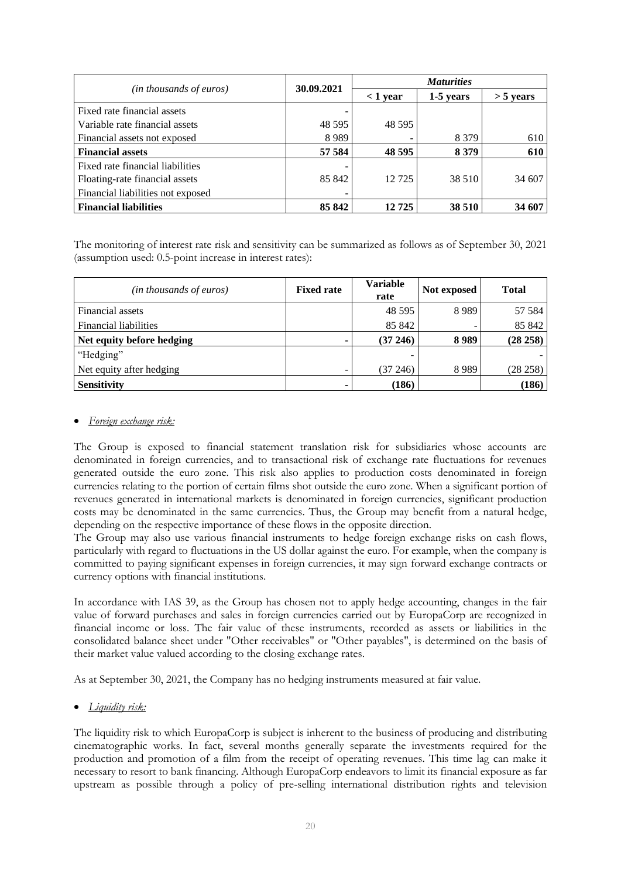| *(in thousands of euros)* | 30.09.2021 | *Maturities* | | |
|---|---|---|---|---|
| | | < 1 year | 1-5 years | > 5 years |
| Fixed rate financial assets | - | | | |
| Variable rate financial assets | 48 595 | 48 595 | | |
| Financial assets not exposed | 8 989 | - | 8 379 | 610 |
| **Financial assets** | **57 584** | **48 595** | **8 379** | **610** |
| Fixed rate financial liabilities | - | | | |
| Floating-rate financial assets | 85 842 | 12 725 | 38 510 | 34 607 |
| Financial liabilities not exposed | - | | | |
| **Financial liabilities** | **85 842** | **12 725** | **38 510** | **34 607** |

The monitoring of interest rate risk and sensitivity can be summarized as follows as of September 30, 2021 (assumption used: 0.5-point increase in interest rates):

| *(in thousands of euros)* | Fixed rate | Variable rate | Not exposed | Total |
|---|---|---|---|---|
| Financial assets | | 48 595 | 8 989 | 57 584 |
| Financial liabilities | | 85 842 | - | 85 842 |
| **Net equity before hedging** | **-** | **(37 246)** | **8 989** | **(28 258)** |
| "Hedging" | | - | | - |
| Net equity after hedging | - | (37 246) | 8 989 | (28 258) |
| **Sensitivity** | **-** | **(186)** | | **(186)** |

- *Foreign exchange risk:*

The Group is exposed to financial statement translation risk for subsidiaries whose accounts are denominated in foreign currencies, and to transactional risk of exchange rate fluctuations for revenues generated outside the euro zone. This risk also applies to production costs denominated in foreign currencies relating to the portion of certain films shot outside the euro zone. When a significant portion of revenues generated in international markets is denominated in foreign currencies, significant production costs may be denominated in the same currencies. Thus, the Group may benefit from a natural hedge, depending on the respective importance of these flows in the opposite direction.
The Group may also use various financial instruments to hedge foreign exchange risks on cash flows, particularly with regard to fluctuations in the US dollar against the euro. For example, when the company is committed to paying significant expenses in foreign currencies, it may sign forward exchange contracts or currency options with financial institutions.

In accordance with IAS 39, as the Group has chosen not to apply hedge accounting, changes in the fair value of forward purchases and sales in foreign currencies carried out by EuropaCorp are recognized in financial income or loss. The fair value of these instruments, recorded as assets or liabilities in the consolidated balance sheet under "Other receivables" or "Other payables", is determined on the basis of their market value valued according to the closing exchange rates.

As at September 30, 2021, the Company has no hedging instruments measured at fair value.

- *Liquidity risk:*

The liquidity risk to which EuropaCorp is subject is inherent to the business of producing and distributing cinematographic works. In fact, several months generally separate the investments required for the production and promotion of a film from the receipt of operating revenues. This time lag can make it necessary to resort to bank financing. Although EuropaCorp endeavors to limit its financial exposure as far upstream as possible through a policy of pre-selling international distribution rights and television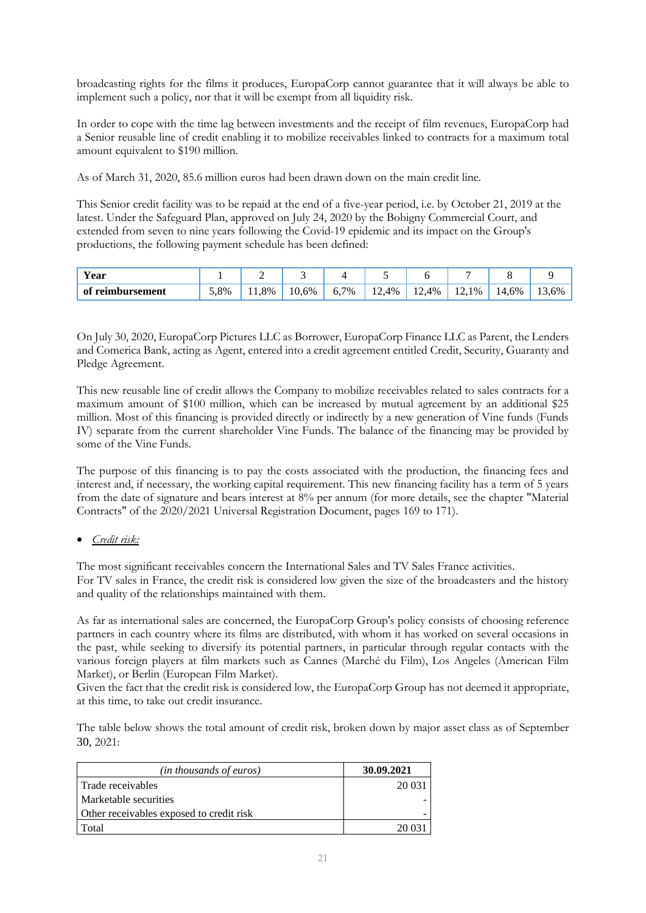broadcasting rights for the films it produces, EuropaCorp cannot guarantee that it will always be able to implement such a policy, nor that it will be exempt from all liquidity risk.

In order to cope with the time lag between investments and the receipt of film revenues, EuropaCorp had a Senior reusable line of credit enabling it to mobilize receivables linked to contracts for a maximum total amount equivalent to $190 million.

As of March 31, 2020, 85.6 million euros had been drawn down on the main credit line.

This Senior credit facility was to be repaid at the end of a five-year period, i.e. by October 21, 2019 at the latest. Under the Safeguard Plan, approved on July 24, 2020 by the Bobigny Commercial Court, and extended from seven to nine years following the Covid-19 epidemic and its impact on the Group's productions, the following payment schedule has been defined:

| **Year** | 1 | 2 | 3 | 4 | 5 | 6 | 7 | 8 | 9 |
|---|---|---|---|---|---|---|---|---|---|
| **of reimbursement** | 5,8% | 11,8% | 10,6% | 6,7% | 12,4% | 12,4% | 12,1% | 14,6% | 13,6% |

On July 30, 2020, EuropaCorp Pictures LLC as Borrower, EuropaCorp Finance LLC as Parent, the Lenders and Comerica Bank, acting as Agent, entered into a credit agreement entitled Credit, Security, Guaranty and Pledge Agreement.

This new reusable line of credit allows the Company to mobilize receivables related to sales contracts for a maximum amount of $100 million, which can be increased by mutual agreement by an additional $25 million. Most of this financing is provided directly or indirectly by a new generation of Vine funds (Funds IV) separate from the current shareholder Vine Funds. The balance of the financing may be provided by some of the Vine Funds.

The purpose of this financing is to pay the costs associated with the production, the financing fees and interest and, if necessary, the working capital requirement. This new financing facility has a term of 5 years from the date of signature and bears interest at 8% per annum (for more details, see the chapter "Material Contracts" of the 2020/2021 Universal Registration Document, pages 169 to 171).

- *Credit risk:*

The most significant receivables concern the International Sales and TV Sales France activities.
For TV sales in France, the credit risk is considered low given the size of the broadcasters and the history and quality of the relationships maintained with them.

As far as international sales are concerned, the EuropaCorp Group's policy consists of choosing reference partners in each country where its films are distributed, with whom it has worked on several occasions in the past, while seeking to diversify its potential partners, in particular through regular contacts with the various foreign players at film markets such as Cannes (Marché du Film), Los Angeles (American Film Market), or Berlin (European Film Market).
Given the fact that the credit risk is considered low, the EuropaCorp Group has not deemed it appropriate, at this time, to take out credit insurance.

The table below shows the total amount of credit risk, broken down by major asset class as of September 30, 2021:

| *(in thousands of euros)* | **30.09.2021** |
|---|---|
| Trade receivables | 20 031 |
| Marketable securities | - |
| Other receivables exposed to credit risk | - |
| Total | 20 031 |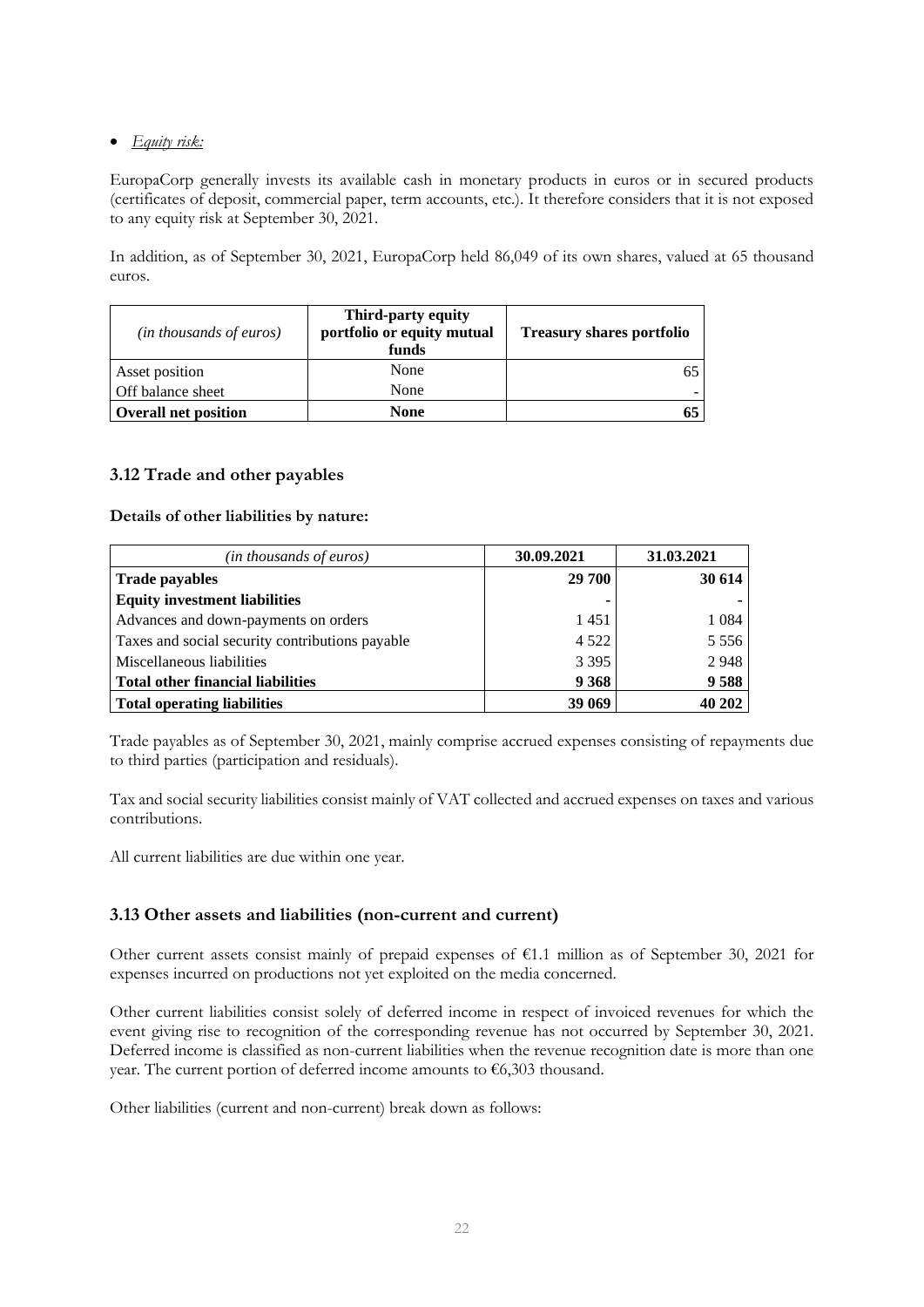- *Equity risk:*

EuropaCorp generally invests its available cash in monetary products in euros or in secured products (certificates of deposit, commercial paper, term accounts, etc.). It therefore considers that it is not exposed to any equity risk at September 30, 2021.

In addition, as of September 30, 2021, EuropaCorp held 86,049 of its own shares, valued at 65 thousand euros.

| *(in thousands of euros)* | **Third-party equity portfolio or equity mutual funds** | **Treasury shares portfolio** |
|---|---|---|
| Asset position | None | 65 |
| Off balance sheet | None | - |
| **Overall net position** | **None** | **65** |

### 3.12 Trade and other payables

**Details of other liabilities by nature:**

| *(in thousands of euros)* | **30.09.2021** | **31.03.2021** |
|---|---|---|
| **Trade payables** | **29 700** | **30 614** |
| **Equity investment liabilities** | **-** | **-** |
| Advances and down-payments on orders | 1 451 | 1 084 |
| Taxes and social security contributions payable | 4 522 | 5 556 |
| Miscellaneous liabilities | 3 395 | 2 948 |
| **Total other financial liabilities** | **9 368** | **9 588** |
| **Total operating liabilities** | **39 069** | **40 202** |

Trade payables as of September 30, 2021, mainly comprise accrued expenses consisting of repayments due to third parties (participation and residuals).

Tax and social security liabilities consist mainly of VAT collected and accrued expenses on taxes and various contributions.

All current liabilities are due within one year.

### 3.13 Other assets and liabilities (non-current and current)

Other current assets consist mainly of prepaid expenses of €1.1 million as of September 30, 2021 for expenses incurred on productions not yet exploited on the media concerned.

Other current liabilities consist solely of deferred income in respect of invoiced revenues for which the event giving rise to recognition of the corresponding revenue has not occurred by September 30, 2021. Deferred income is classified as non-current liabilities when the revenue recognition date is more than one year. The current portion of deferred income amounts to €6,303 thousand.

Other liabilities (current and non-current) break down as follows: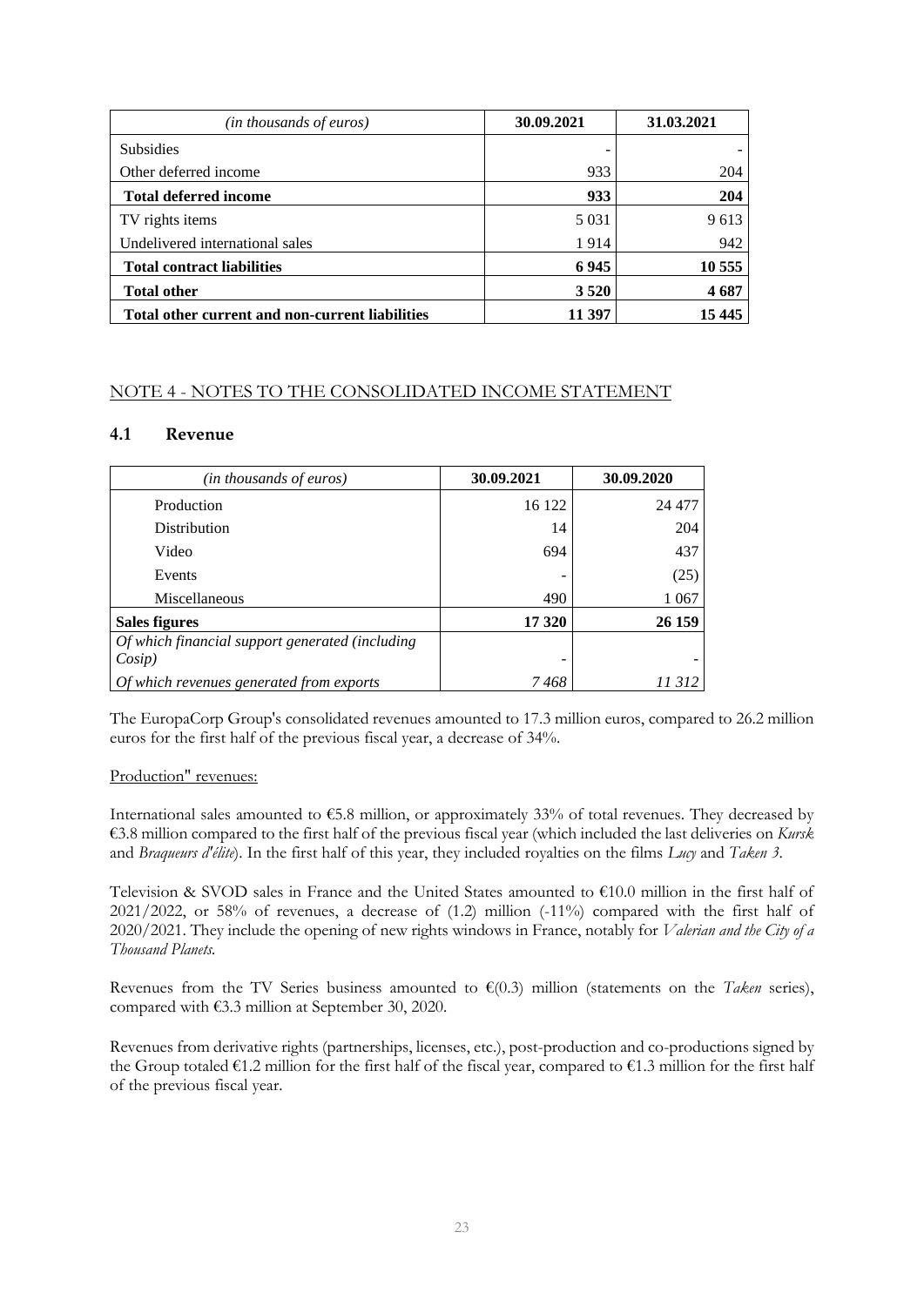| *(in thousands of euros)* | 30.09.2021 | 31.03.2021 |
|---|---|---|
| Subsidies | - | - |
| Other deferred income | 933 | 204 |
| **Total deferred income** | **933** | **204** |
| TV rights items | 5 031 | 9 613 |
| Undelivered international sales | 1 914 | 942 |
| **Total contract liabilities** | **6 945** | **10 555** |
| **Total other** | **3 520** | **4 687** |
| **Total other current and non-current liabilities** | **11 397** | **15 445** |

## NOTE 4 - NOTES TO THE CONSOLIDATED INCOME STATEMENT

### 4.1 Revenue

| *(in thousands of euros)* | 30.09.2021 | 30.09.2020 |
|---|---|---|
| Production | 16 122 | 24 477 |
| Distribution | 14 | 204 |
| Video | 694 | 437 |
| Events | - | (25) |
| Miscellaneous | 490 | 1 067 |
| **Sales figures** | **17 320** | **26 159** |
| *Of which financial support generated (including Cosip)* | - | - |
| *Of which revenues generated from exports* | *7 468* | *11 312* |

The EuropaCorp Group's consolidated revenues amounted to 17.3 million euros, compared to 26.2 million euros for the first half of the previous fiscal year, a decrease of 34%.

Production" revenues:

International sales amounted to €5.8 million, or approximately 33% of total revenues. They decreased by €3.8 million compared to the first half of the previous fiscal year (which included the last deliveries on *Kursk* and *Braqueurs d'élite*). In the first half of this year, they included royalties on the films *Lucy* and *Taken 3*.

Television & SVOD sales in France and the United States amounted to €10.0 million in the first half of 2021/2022, or 58% of revenues, a decrease of (1.2) million (-11%) compared with the first half of 2020/2021. They include the opening of new rights windows in France, notably for *Valerian and the City of a Thousand Planets*.

Revenues from the TV Series business amounted to €(0.3) million (statements on the *Taken* series), compared with €3.3 million at September 30, 2020.

Revenues from derivative rights (partnerships, licenses, etc.), post-production and co-productions signed by the Group totaled €1.2 million for the first half of the fiscal year, compared to €1.3 million for the first half of the previous fiscal year.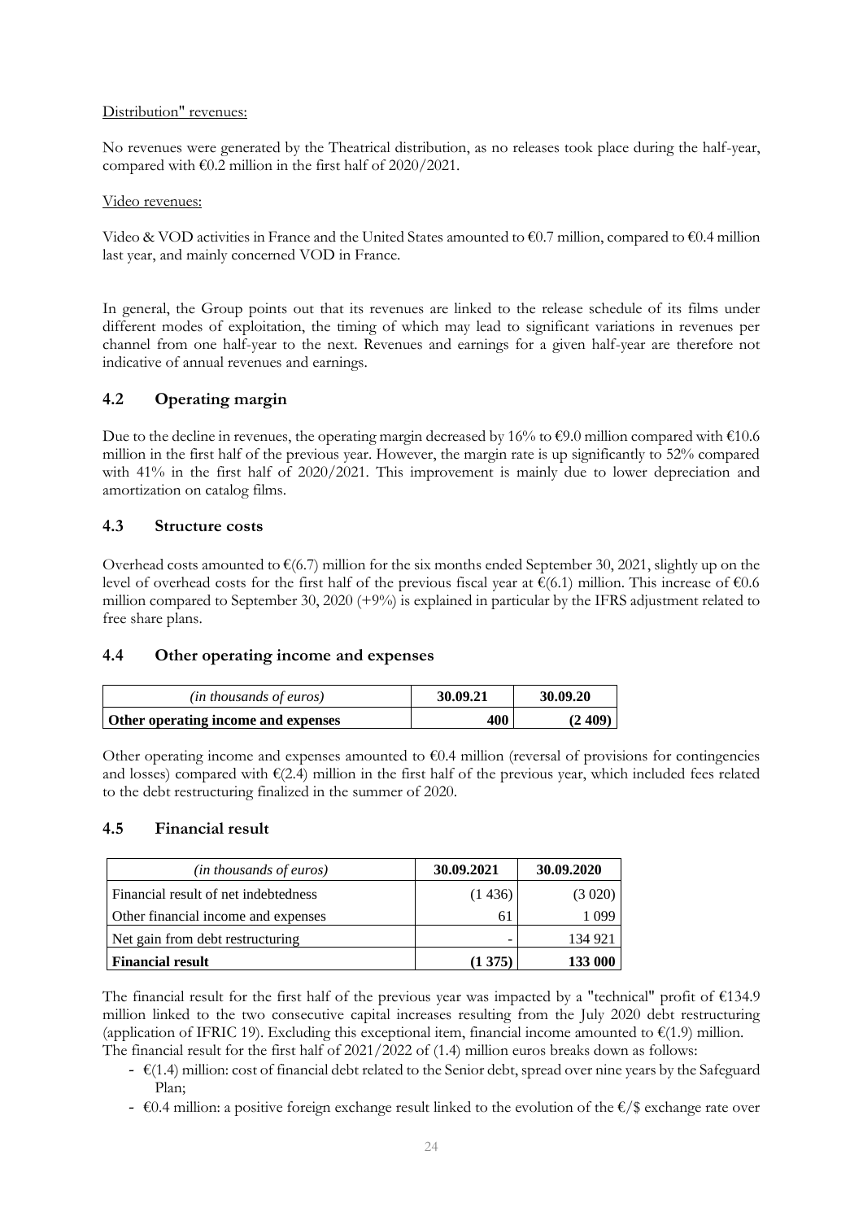Distribution" revenues:

No revenues were generated by the Theatrical distribution, as no releases took place during the half-year, compared with €0.2 million in the first half of 2020/2021.

Video revenues:

Video & VOD activities in France and the United States amounted to €0.7 million, compared to €0.4 million last year, and mainly concerned VOD in France.

In general, the Group points out that its revenues are linked to the release schedule of its films under different modes of exploitation, the timing of which may lead to significant variations in revenues per channel from one half-year to the next. Revenues and earnings for a given half-year are therefore not indicative of annual revenues and earnings.

## 4.2 Operating margin

Due to the decline in revenues, the operating margin decreased by 16% to €9.0 million compared with €10.6 million in the first half of the previous year. However, the margin rate is up significantly to 52% compared with 41% in the first half of 2020/2021. This improvement is mainly due to lower depreciation and amortization on catalog films.

## 4.3 Structure costs

Overhead costs amounted to €(6.7) million for the six months ended September 30, 2021, slightly up on the level of overhead costs for the first half of the previous fiscal year at €(6.1) million. This increase of €0.6 million compared to September 30, 2020 (+9%) is explained in particular by the IFRS adjustment related to free share plans.

## 4.4 Other operating income and expenses

| *(in thousands of euros)* | 30.09.21 | 30.09.20 |
|---|---|---|
| **Other operating income and expenses** | **400** | **(2 409)** |

Other operating income and expenses amounted to €0.4 million (reversal of provisions for contingencies and losses) compared with €(2.4) million in the first half of the previous year, which included fees related to the debt restructuring finalized in the summer of 2020.

## 4.5 Financial result

| *(in thousands of euros)* | 30.09.2021 | 30.09.2020 |
|---|---|---|
| Financial result of net indebtedness | (1 436) | (3 020) |
| Other financial income and expenses | 61 | 1 099 |
| Net gain from debt restructuring | - | 134 921 |
| **Financial result** | **(1 375)** | **133 000** |

The financial result for the first half of the previous year was impacted by a "technical" profit of €134.9 million linked to the two consecutive capital increases resulting from the July 2020 debt restructuring (application of IFRIC 19). Excluding this exceptional item, financial income amounted to €(1.9) million.
The financial result for the first half of 2021/2022 of (1.4) million euros breaks down as follows:

- €(1.4) million: cost of financial debt related to the Senior debt, spread over nine years by the Safeguard Plan;
- €0.4 million: a positive foreign exchange result linked to the evolution of the €/$ exchange rate over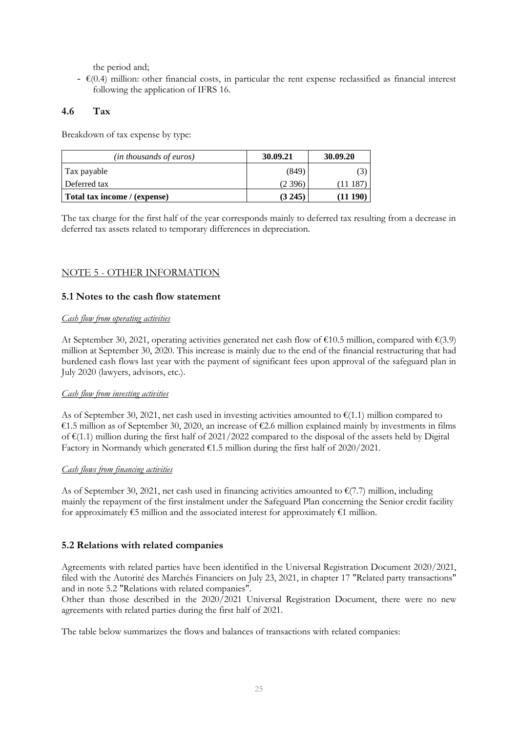the period and;

- €(0.4) million: other financial costs, in particular the rent expense reclassified as financial interest following the application of IFRS 16.

## 4.6 Tax

Breakdown of tax expense by type:

| *(in thousands of euros)* | **30.09.21** | **30.09.20** |
|---|---|---|
| Tax payable | (849) | (3) |
| Deferred tax | (2 396) | (11 187) |
| **Total tax income / (expense)** | **(3 245)** | **(11 190)** |

The tax charge for the first half of the year corresponds mainly to deferred tax resulting from a decrease in deferred tax assets related to temporary differences in depreciation.

## NOTE 5 - OTHER INFORMATION

### 5.1 Notes to the cash flow statement

*Cash flow from operating activities*

At September 30, 2021, operating activities generated net cash flow of €10.5 million, compared with €(3.9) million at September 30, 2020. This increase is mainly due to the end of the financial restructuring that had burdened cash flows last year with the payment of significant fees upon approval of the safeguard plan in July 2020 (lawyers, advisors, etc.).

*Cash flow from investing activities*

As of September 30, 2021, net cash used in investing activities amounted to €(1.1) million compared to €1.5 million as of September 30, 2020, an increase of €2.6 million explained mainly by investments in films of €(1.1) million during the first half of 2021/2022 compared to the disposal of the assets held by Digital Factory in Normandy which generated €1.5 million during the first half of 2020/2021.

*Cash flows from financing activities*

As of September 30, 2021, net cash used in financing activities amounted to €(7.7) million, including mainly the repayment of the first instalment under the Safeguard Plan concerning the Senior credit facility for approximately €5 million and the associated interest for approximately €1 million.

### 5.2 Relations with related companies

Agreements with related parties have been identified in the Universal Registration Document 2020/2021, filed with the Autorité des Marchés Financiers on July 23, 2021, in chapter 17 "Related party transactions" and in note 5.2 "Relations with related companies".
Other than those described in the 2020/2021 Universal Registration Document, there were no new agreements with related parties during the first half of 2021.

The table below summarizes the flows and balances of transactions with related companies: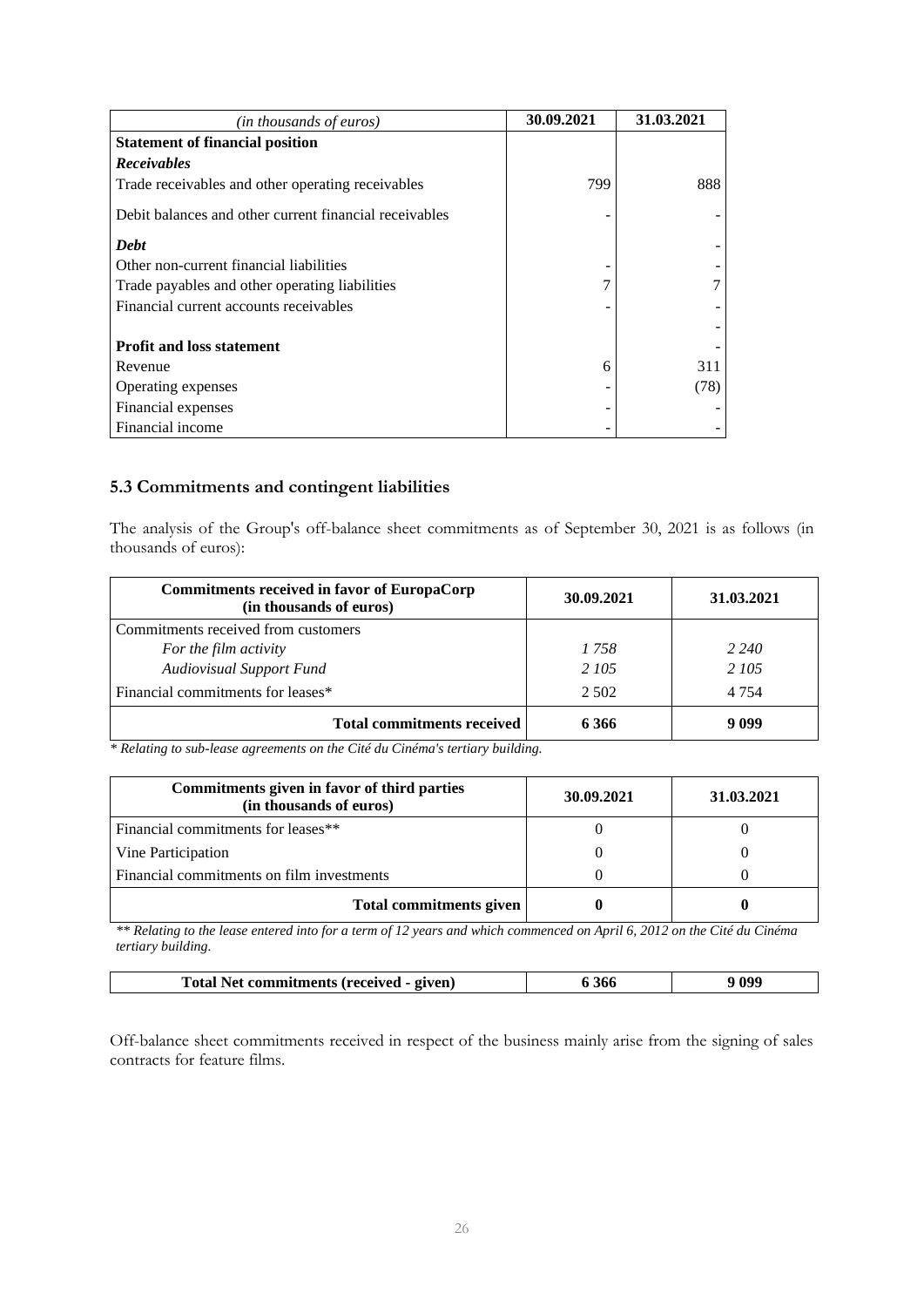| *(in thousands of euros)* | 30.09.2021 | 31.03.2021 |
|---|---|---|
| **Statement of financial position** | | |
| ***Receivables*** | | |
| Trade receivables and other operating receivables | 799 | 888 |
| Debit balances and other current financial receivables | - | - |
| ***Debt*** | | - |
| Other non-current financial liabilities | - | - |
| Trade payables and other operating liabilities | 7 | 7 |
| Financial current accounts receivables | - | - |
| | | - |
| **Profit and loss statement** | | - |
| Revenue | 6 | 311 |
| Operating expenses | - | (78) |
| Financial expenses | - | - |
| Financial income | - | - |

### 5.3 Commitments and contingent liabilities

The analysis of the Group's off-balance sheet commitments as of September 30, 2021 is as follows (in thousands of euros):

| Commitments received in favor of EuropaCorp (in thousands of euros) | 30.09.2021 | 31.03.2021 |
|---|---|---|
| Commitments received from customers | | |
| *For the film activity* | *1 758* | *2 240* |
| *Audiovisual Support Fund* | *2 105* | *2 105* |
| Financial commitments for leases* | 2 502 | 4 754 |
| **Total commitments received** | **6 366** | **9 099** |

*\* Relating to sub-lease agreements on the Cité du Cinéma's tertiary building.*

| Commitments given in favor of third parties (in thousands of euros) | 30.09.2021 | 31.03.2021 |
|---|---|---|
| Financial commitments for leases** | 0 | 0 |
| Vine Participation | 0 | 0 |
| Financial commitments on film investments | 0 | 0 |
| **Total commitments given** | **0** | **0** |

*\*\* Relating to the lease entered into for a term of 12 years and which commenced on April 6, 2012 on the Cité du Cinéma tertiary building.*

| Total Net commitments (received - given) | 6 366 | 9 099 |
|---|---|---|

Off-balance sheet commitments received in respect of the business mainly arise from the signing of sales contracts for feature films.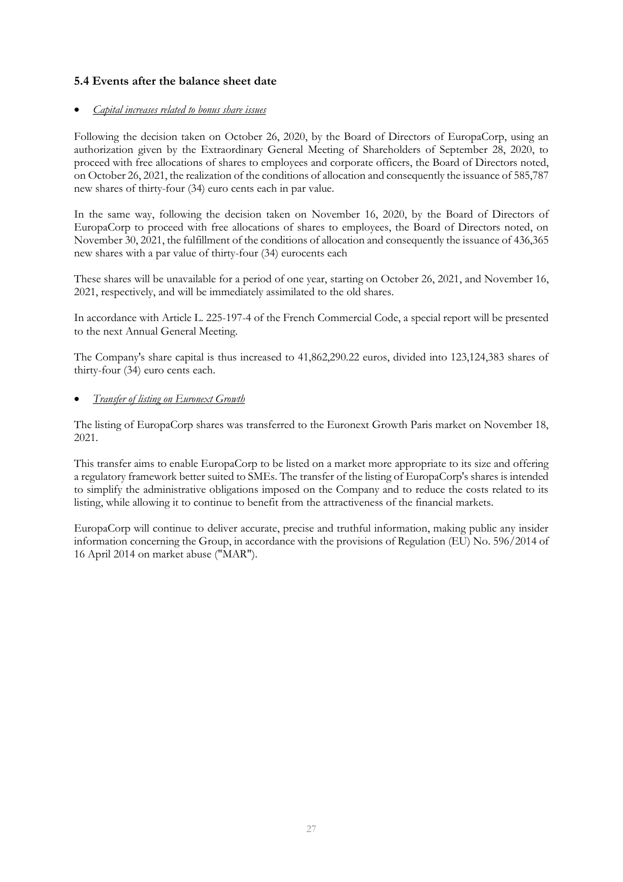### 5.4 Events after the balance sheet date

- *Capital increases related to bonus share issues*

Following the decision taken on October 26, 2020, by the Board of Directors of EuropaCorp, using an authorization given by the Extraordinary General Meeting of Shareholders of September 28, 2020, to proceed with free allocations of shares to employees and corporate officers, the Board of Directors noted, on October 26, 2021, the realization of the conditions of allocation and consequently the issuance of 585,787 new shares of thirty-four (34) euro cents each in par value.

In the same way, following the decision taken on November 16, 2020, by the Board of Directors of EuropaCorp to proceed with free allocations of shares to employees, the Board of Directors noted, on November 30, 2021, the fulfillment of the conditions of allocation and consequently the issuance of 436,365 new shares with a par value of thirty-four (34) eurocents each

These shares will be unavailable for a period of one year, starting on October 26, 2021, and November 16, 2021, respectively, and will be immediately assimilated to the old shares.

In accordance with Article L. 225-197-4 of the French Commercial Code, a special report will be presented to the next Annual General Meeting.

The Company's share capital is thus increased to 41,862,290.22 euros, divided into 123,124,383 shares of thirty-four (34) euro cents each.

- *Transfer of listing on Euronext Growth*

The listing of EuropaCorp shares was transferred to the Euronext Growth Paris market on November 18, 2021.

This transfer aims to enable EuropaCorp to be listed on a market more appropriate to its size and offering a regulatory framework better suited to SMEs. The transfer of the listing of EuropaCorp's shares is intended to simplify the administrative obligations imposed on the Company and to reduce the costs related to its listing, while allowing it to continue to benefit from the attractiveness of the financial markets.

EuropaCorp will continue to deliver accurate, precise and truthful information, making public any insider information concerning the Group, in accordance with the provisions of Regulation (EU) No. 596/2014 of 16 April 2014 on market abuse ("MAR").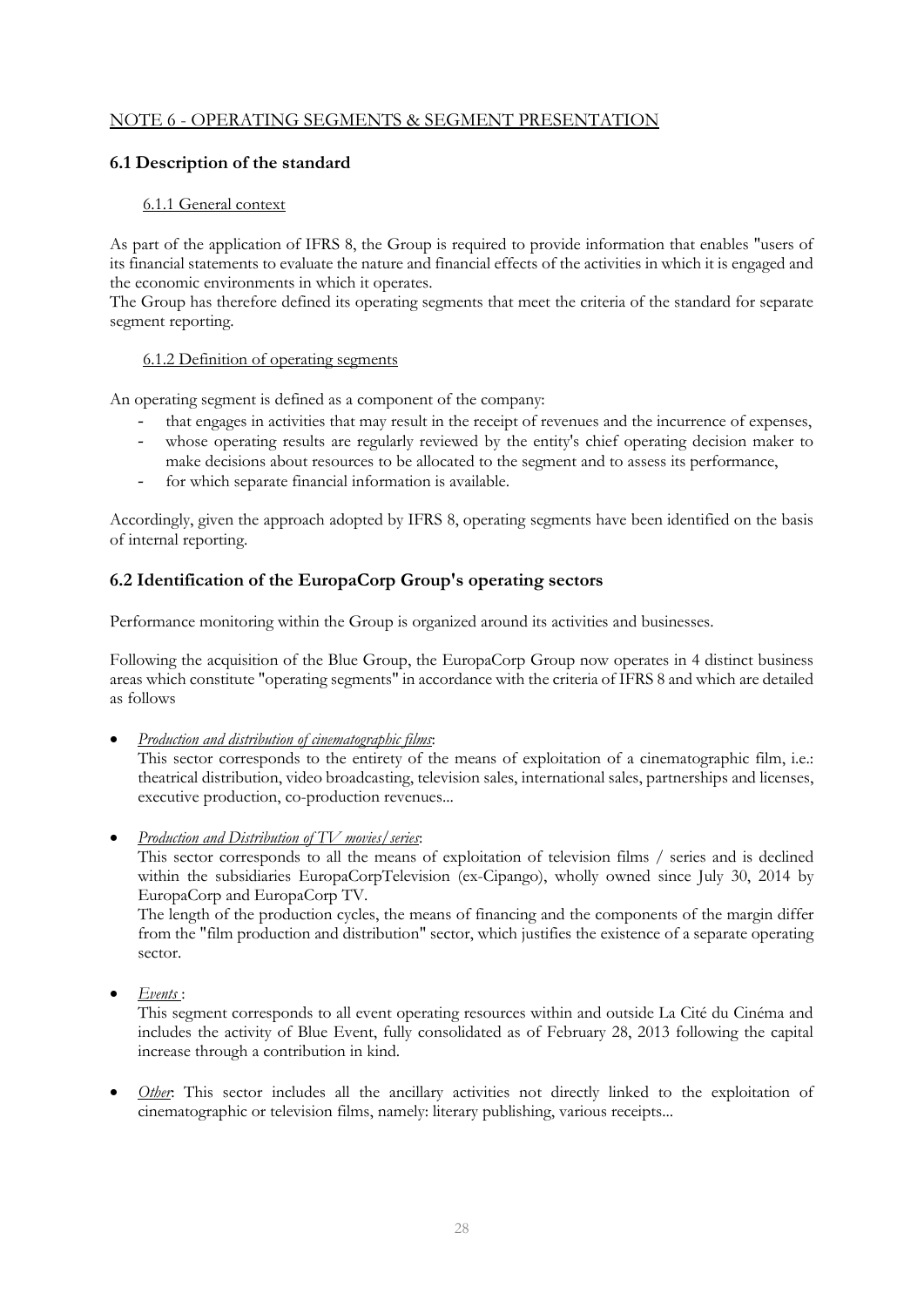## NOTE 6 - OPERATING SEGMENTS & SEGMENT PRESENTATION

### 6.1 Description of the standard

#### 6.1.1 General context

As part of the application of IFRS 8, the Group is required to provide information that enables "users of its financial statements to evaluate the nature and financial effects of the activities in which it is engaged and the economic environments in which it operates.

The Group has therefore defined its operating segments that meet the criteria of the standard for separate segment reporting.

#### 6.1.2 Definition of operating segments

An operating segment is defined as a component of the company:

- that engages in activities that may result in the receipt of revenues and the incurrence of expenses,
- whose operating results are regularly reviewed by the entity's chief operating decision maker to make decisions about resources to be allocated to the segment and to assess its performance,
- for which separate financial information is available.

Accordingly, given the approach adopted by IFRS 8, operating segments have been identified on the basis of internal reporting.

### 6.2 Identification of the EuropaCorp Group's operating sectors

Performance monitoring within the Group is organized around its activities and businesses.

Following the acquisition of the Blue Group, the EuropaCorp Group now operates in 4 distinct business areas which constitute "operating segments" in accordance with the criteria of IFRS 8 and which are detailed as follows

- *Production and distribution of cinematographic films*:
  This sector corresponds to the entirety of the means of exploitation of a cinematographic film, i.e.: theatrical distribution, video broadcasting, television sales, international sales, partnerships and licenses, executive production, co-production revenues...

- *Production and Distribution of TV movies/series*:
  This sector corresponds to all the means of exploitation of television films / series and is declined within the subsidiaries EuropaCorpTelevision (ex-Cipango), wholly owned since July 30, 2014 by EuropaCorp and EuropaCorp TV.
  The length of the production cycles, the means of financing and the components of the margin differ from the "film production and distribution" sector, which justifies the existence of a separate operating sector.

- *Events* :
  This segment corresponds to all event operating resources within and outside La Cité du Cinéma and includes the activity of Blue Event, fully consolidated as of February 28, 2013 following the capital increase through a contribution in kind.

- *Other*: This sector includes all the ancillary activities not directly linked to the exploitation of cinematographic or television films, namely: literary publishing, various receipts...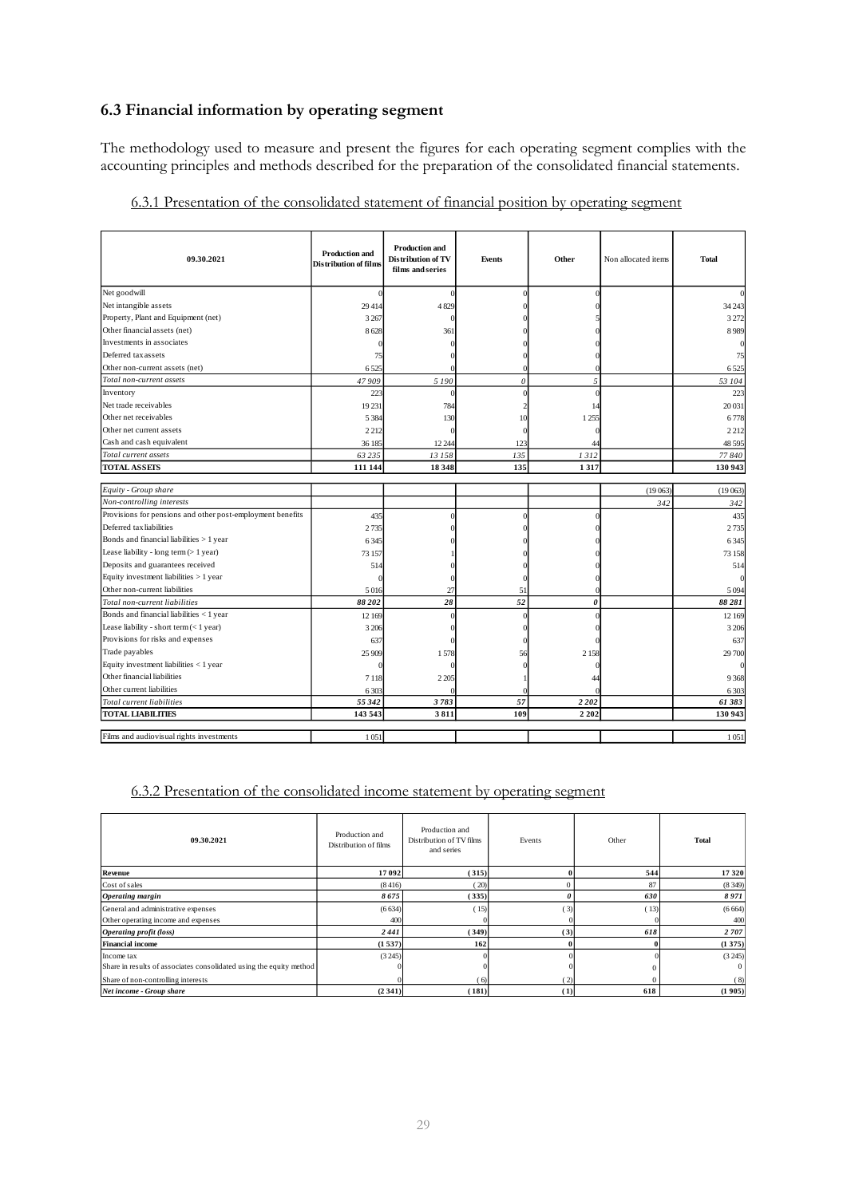## 6.3 Financial information by operating segment

The methodology used to measure and present the figures for each operating segment complies with the accounting principles and methods described for the preparation of the consolidated financial statements.

### 6.3.1 Presentation of the consolidated statement of financial position by operating segment

| 09.30.2021 | Production and Distribution of films | Production and Distribution of TV films and series | Events | Other | Non allocated items | Total |
|---|---|---|---|---|---|---|
| Net goodwill | 0 | 0 | 0 | 0 | | 0 |
| Net intangible assets | 29 414 | 4 829 | 0 | 0 | | 34 243 |
| Property, Plant and Equipment (net) | 3 267 | 0 | 0 | 5 | | 3 272 |
| Other financial assets (net) | 8 628 | 361 | 0 | 0 | | 8 989 |
| Investments in associates | 0 | 0 | 0 | 0 | | 0 |
| Deferred tax assets | 75 | 0 | 0 | 0 | | 75 |
| Other non-current assets (net) | 6 525 | 0 | 0 | 0 | | 6 525 |
| *Total non-current assets* | *47 909* | *5 190* | *0* | *5* | | *53 104* |
| Inventory | 223 | 0 | 0 | 0 | | 223 |
| Net trade receivables | 19 231 | 784 | 2 | 14 | | 20 031 |
| Other net receivables | 5 384 | 130 | 10 | 1 255 | | 6 778 |
| Other net current assets | 2 212 | 0 | 0 | 0 | | 2 212 |
| Cash and cash equivalent | 36 185 | 12 244 | 123 | 44 | | 48 595 |
| *Total current assets* | *63 235* | *13 158* | *135* | *1 312* | | *77 840* |
| **TOTAL ASSETS** | **111 144** | **18 348** | **135** | **1 317** | | **130 943** |
| *Equity - Group share* | | | | | (19 063) | (19 063) |
| *Non-controlling interests* | | | | | *342* | *342* |
| Provisions for pensions and other post-employment benefits | 435 | 0 | 0 | 0 | | 435 |
| Deferred tax liabilities | 2 735 | 0 | 0 | 0 | | 2 735 |
| Bonds and financial liabilities > 1 year | 6 345 | 0 | 0 | 0 | | 6 345 |
| Lease liability - long term (> 1 year) | 73 157 | 1 | 0 | 0 | | 73 158 |
| Deposits and guarantees received | 514 | 0 | 0 | 0 | | 514 |
| Equity investment liabilities > 1 year | 0 | 0 | 0 | 0 | | 0 |
| Other non-current liabilities | 5 016 | 27 | 51 | 0 | | 5 094 |
| *Total non-current liabilities* | *88 202* | *28* | *52* | ***0*** | | *88 281* |
| Bonds and financial liabilities < 1 year | 12 169 | 0 | 0 | 0 | | 12 169 |
| Lease liability - short term (< 1 year) | 3 206 | 0 | 0 | 0 | | 3 206 |
| Provisions for risks and expenses | 637 | 0 | 0 | 0 | | 637 |
| Trade payables | 25 909 | 1 578 | 56 | 2 158 | | 29 700 |
| Equity investment liabilities < 1 year | 0 | 0 | 0 | 0 | | 0 |
| Other financial liabilities | 7 118 | 2 205 | 1 | 44 | | 9 368 |
| Other current liabilities | 6 303 | 0 | 0 | 0 | | 6 303 |
| *Total current liabilities* | *55 342* | *3 783* | *57* | *2 202* | | *61 383* |
| **TOTAL LIABILITIES** | **143 543** | **3 811** | **109** | **2 202** | | **130 943** |
| Films and audiovisual rights investments | 1 051 | | | | | 1 051 |

### 6.3.2 Presentation of the consolidated income statement by operating segment

| 09.30.2021 | Production and Distribution of films | Production and Distribution of TV films and series | Events | Other | Total |
|---|---|---|---|---|---|
| **Revenue** | **17 092** | **(315)** | **0** | **544** | **17 320** |
| Cost of sales | (8 416) | (20) | 0 | 87 | (8 349) |
| ***Operating margin*** | ***8 675*** | ***(335)*** | ***0*** | ***630*** | ***8 971*** |
| General and administrative expenses | (6 634) | (15) | (3) | (13) | (6 664) |
| Other operating income and expenses | 400 | 0 | 0 | 0 | 400 |
| ***Operating profit (loss)*** | ***2 441*** | ***(349)*** | ***(3)*** | ***618*** | ***2 707*** |
| **Financial income** | **(1 537)** | **162** | **0** | **0** | **(1 375)** |
| Income tax | (3 245) | 0 | 0 | 0 | (3 245) |
| Share in results of associates consolidated using the equity method | 0 | 0 | 0 | 0 | 0 |
| Share of non-controlling interests | 0 | (6) | (2) | 0 | (8) |
| ***Net income - Group share*** | ***(2 341)*** | ***(181)*** | ***(1)*** | ***618*** | ***(1 905)*** |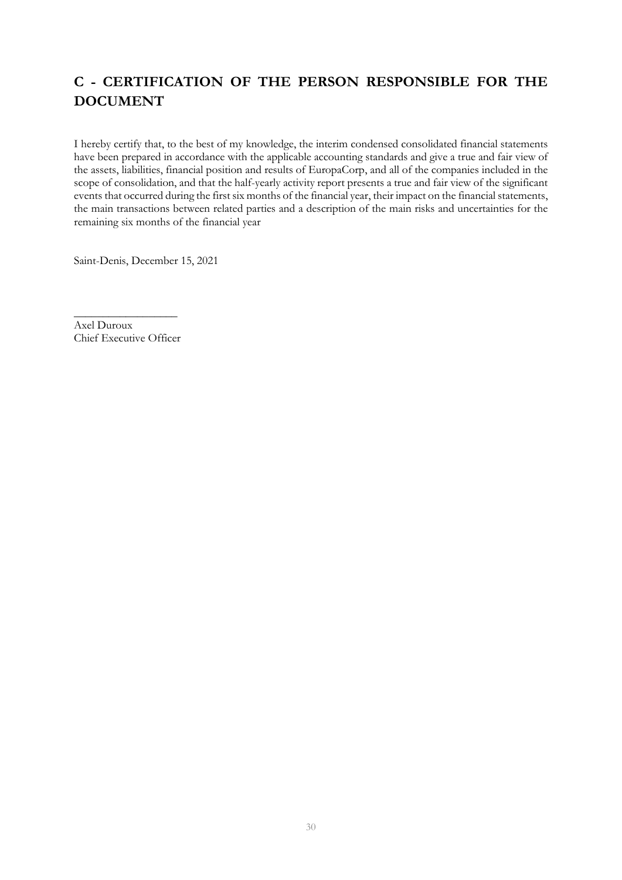## C - CERTIFICATION OF THE PERSON RESPONSIBLE FOR THE DOCUMENT

I hereby certify that, to the best of my knowledge, the interim condensed consolidated financial statements have been prepared in accordance with the applicable accounting standards and give a true and fair view of the assets, liabilities, financial position and results of EuropaCorp, and all of the companies included in the scope of consolidation, and that the half-yearly activity report presents a true and fair view of the significant events that occurred during the first six months of the financial year, their impact on the financial statements, the main transactions between related parties and a description of the main risks and uncertainties for the remaining six months of the financial year

Saint-Denis, December 15, 2021

\_\_\_\_\_\_\_\_\_\_\_\_\_\_\_\_\_\_

Axel Duroux
Chief Executive Officer